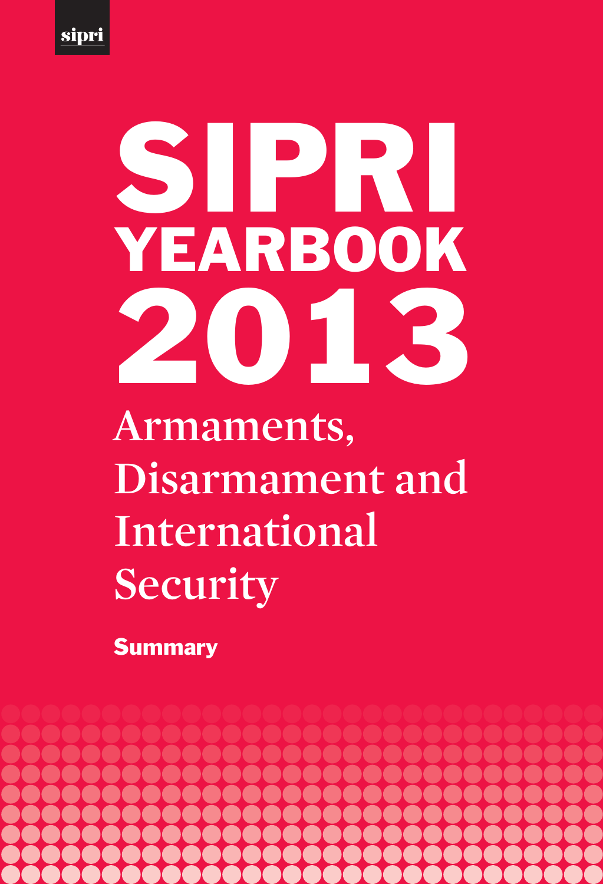sipri

# SIPRI YEARBOOK 2013

## Armaments, Disarmament and International Security

**Summary**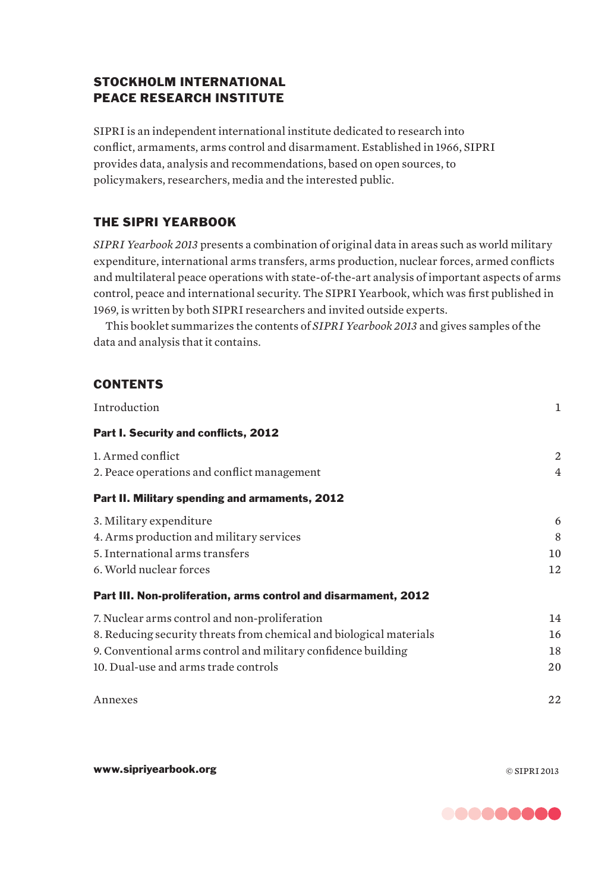## STOCKHOLM INTERNATIONAL PEACE RESEARCH INSTITUTE

SIPRI is an independent international institute dedicated to research into conflict, armaments, arms control and disarmament. Established in 1966, SIPRI provides data, analysis and recommendations, based on open sources, to policymakers, researchers, media and the interested public.

## THE SIPRI YEARBOOK

*SIPRI Yearbook 2013* presents a combination of original data in areas such as world military expenditure, international arms transfers, arms production, nuclear forces, armed conflicts and multilateral peace operations with state-of-the-art analysis of important aspects of arms control, peace and international security. The SIPRI Yearbook, which was first published in 1969, is written by both SIPRI researchers and invited outside experts.

This booklet summarizes the contents of *SIPRI Yearbook 2013* and gives samples of the data and analysis that it contains.

## CONTENTS

| | |
|---|---|
| Introduction | 1 |
| **Part I. Security and conflicts, 2012** | |
| 1. Armed conflict | 2 |
| 2. Peace operations and conflict management | 4 |
| **Part II. Military spending and armaments, 2012** | |
| 3. Military expenditure | 6 |
| 4. Arms production and military services | 8 |
| 5. International arms transfers | 10 |
| 6. World nuclear forces | 12 |
| **Part III. Non-proliferation, arms control and disarmament, 2012** | |
| 7. Nuclear arms control and non-proliferation | 14 |
| 8. Reducing security threats from chemical and biological materials | 16 |
| 9. Conventional arms control and military confidence building | 18 |
| 10. Dual-use and arms trade controls | 20 |
| Annexes | 22 |

**www.sipriyearbook.org**

© SIPRI 2013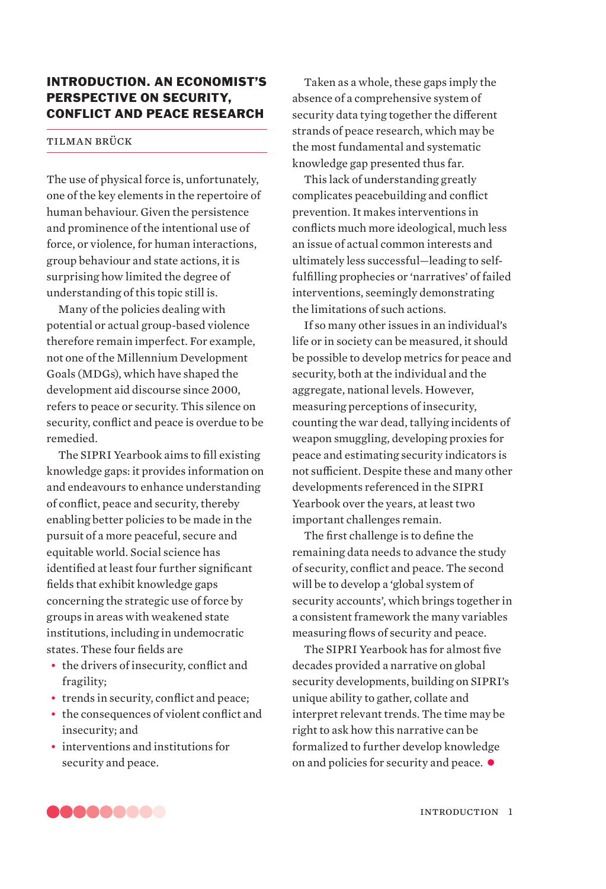## INTRODUCTION. AN ECONOMIST'S PERSPECTIVE ON SECURITY, CONFLICT AND PEACE RESEARCH

TILMAN BRÜCK

The use of physical force is, unfortunately, one of the key elements in the repertoire of human behaviour. Given the persistence and prominence of the intentional use of force, or violence, for human interactions, group behaviour and state actions, it is surprising how limited the degree of understanding of this topic still is.

Many of the policies dealing with potential or actual group-based violence therefore remain imperfect. For example, not one of the Millennium Development Goals (MDGs), which have shaped the development aid discourse since 2000, refers to peace or security. This silence on security, conflict and peace is overdue to be remedied.

The SIPRI Yearbook aims to fill existing knowledge gaps: it provides information on and endeavours to enhance understanding of conflict, peace and security, thereby enabling better policies to be made in the pursuit of a more peaceful, secure and equitable world. Social science has identified at least four further significant fields that exhibit knowledge gaps concerning the strategic use of force by groups in areas with weakened state institutions, including in undemocratic states. These four fields are

- the drivers of insecurity, conflict and fragility;
- trends in security, conflict and peace;
- the consequences of violent conflict and insecurity; and
- interventions and institutions for security and peace.

Taken as a whole, these gaps imply the absence of a comprehensive system of security data tying together the different strands of peace research, which may be the most fundamental and systematic knowledge gap presented thus far.

This lack of understanding greatly complicates peacebuilding and conflict prevention. It makes interventions in conflicts much more ideological, much less an issue of actual common interests and ultimately less successful—leading to self-fulfilling prophecies or 'narratives' of failed interventions, seemingly demonstrating the limitations of such actions.

If so many other issues in an individual's life or in society can be measured, it should be possible to develop metrics for peace and security, both at the individual and the aggregate, national levels. However, measuring perceptions of insecurity, counting the war dead, tallying incidents of weapon smuggling, developing proxies for peace and estimating security indicators is not sufficient. Despite these and many other developments referenced in the SIPRI Yearbook over the years, at least two important challenges remain.

The first challenge is to define the remaining data needs to advance the study of security, conflict and peace. The second will be to develop a 'global system of security accounts', which brings together in a consistent framework the many variables measuring flows of security and peace.

The SIPRI Yearbook has for almost five decades provided a narrative on global security developments, building on SIPRI's unique ability to gather, collate and interpret relevant trends. The time may be right to ask how this narrative can be formalized to further develop knowledge on and policies for security and peace.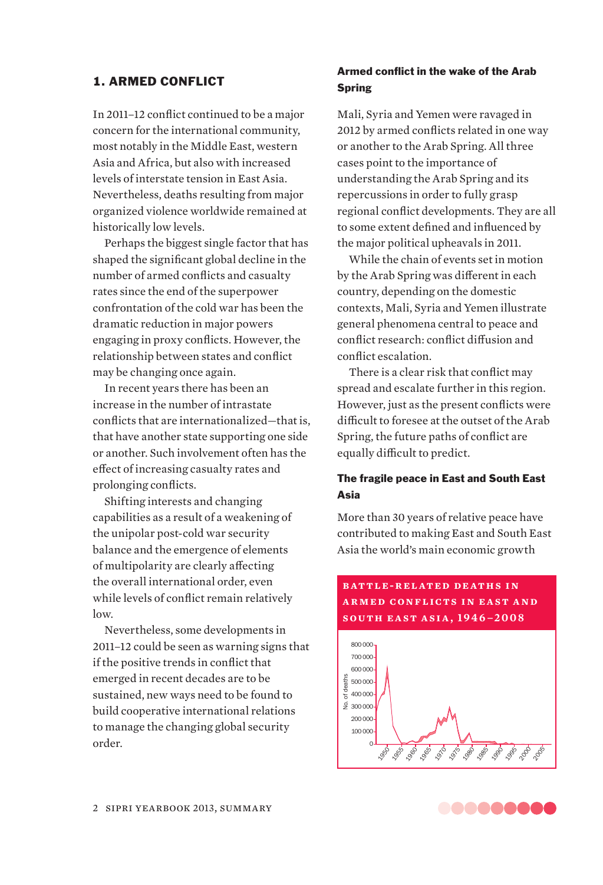## 1. ARMED CONFLICT

In 2011–12 conflict continued to be a major concern for the international community, most notably in the Middle East, western Asia and Africa, but also with increased levels of interstate tension in East Asia. Nevertheless, deaths resulting from major organized violence worldwide remained at historically low levels.

Perhaps the biggest single factor that has shaped the significant global decline in the number of armed conflicts and casualty rates since the end of the superpower confrontation of the cold war has been the dramatic reduction in major powers engaging in proxy conflicts. However, the relationship between states and conflict may be changing once again.

In recent years there has been an increase in the number of intrastate conflicts that are internationalized—that is, that have another state supporting one side or another. Such involvement often has the effect of increasing casualty rates and prolonging conflicts.

Shifting interests and changing capabilities as a result of a weakening of the unipolar post-cold war security balance and the emergence of elements of multipolarity are clearly affecting the overall international order, even while levels of conflict remain relatively low.

Nevertheless, some developments in 2011–12 could be seen as warning signs that if the positive trends in conflict that emerged in recent decades are to be sustained, new ways need to be found to build cooperative international relations to manage the changing global security order.

### Armed conflict in the wake of the Arab Spring

Mali, Syria and Yemen were ravaged in 2012 by armed conflicts related in one way or another to the Arab Spring. All three cases point to the importance of understanding the Arab Spring and its repercussions in order to fully grasp regional conflict developments. They are all to some extent defined and influenced by the major political upheavals in 2011.

While the chain of events set in motion by the Arab Spring was different in each country, depending on the domestic contexts, Mali, Syria and Yemen illustrate general phenomena central to peace and conflict research: conflict diffusion and conflict escalation.

There is a clear risk that conflict may spread and escalate further in this region. However, just as the present conflicts were difficult to foresee at the outset of the Arab Spring, the future paths of conflict are equally difficult to predict.

### The fragile peace in East and South East Asia

More than 30 years of relative peace have contributed to making East and South East Asia the world's main economic growth

**BATTLE-RELATED DEATHS IN ARMED CONFLICTS IN EAST AND SOUTH EAST ASIA, 1946–2008**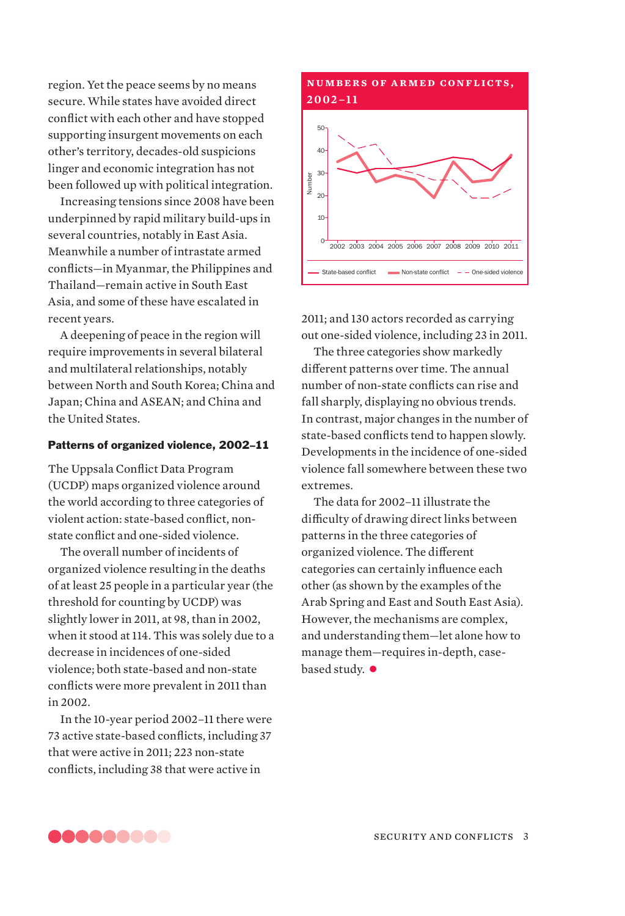region. Yet the peace seems by no means secure. While states have avoided direct conflict with each other and have stopped supporting insurgent movements on each other's territory, decades-old suspicions linger and economic integration has not been followed up with political integration.

Increasing tensions since 2008 have been underpinned by rapid military build-ups in several countries, notably in East Asia. Meanwhile a number of intrastate armed conflicts—in Myanmar, the Philippines and Thailand—remain active in South East Asia, and some of these have escalated in recent years.

A deepening of peace in the region will require improvements in several bilateral and multilateral relationships, notably between North and South Korea; China and Japan; China and ASEAN; and China and the United States.

### Patterns of organized violence, 2002–11

The Uppsala Conflict Data Program (UCDP) maps organized violence around the world according to three categories of violent action: state-based conflict, non-state conflict and one-sided violence.

The overall number of incidents of organized violence resulting in the deaths of at least 25 people in a particular year (the threshold for counting by UCDP) was slightly lower in 2011, at 98, than in 2002, when it stood at 114. This was solely due to a decrease in incidences of one-sided violence; both state-based and non-state conflicts were more prevalent in 2011 than in 2002.

In the 10-year period 2002–11 there were 73 active state-based conflicts, including 37 that were active in 2011; 223 non-state conflicts, including 38 that were active in 2011; and 130 actors recorded as carrying out one-sided violence, including 23 in 2011.

The three categories show markedly different patterns over time. The annual number of non-state conflicts can rise and fall sharply, displaying no obvious trends. In contrast, major changes in the number of state-based conflicts tend to happen slowly. Developments in the incidence of one-sided violence fall somewhere between these two extremes.

The data for 2002–11 illustrate the difficulty of drawing direct links between patterns in the three categories of organized violence. The different categories can certainly influence each other (as shown by the examples of the Arab Spring and East and South Asia). However, the mechanisms are complex, and understanding them—let alone how to manage them—requires in-depth, case-based study.

**NUMBERS OF ARMED CONFLICTS, 2002–11**

Legend: State-based conflict; Non-state conflict; One-sided violence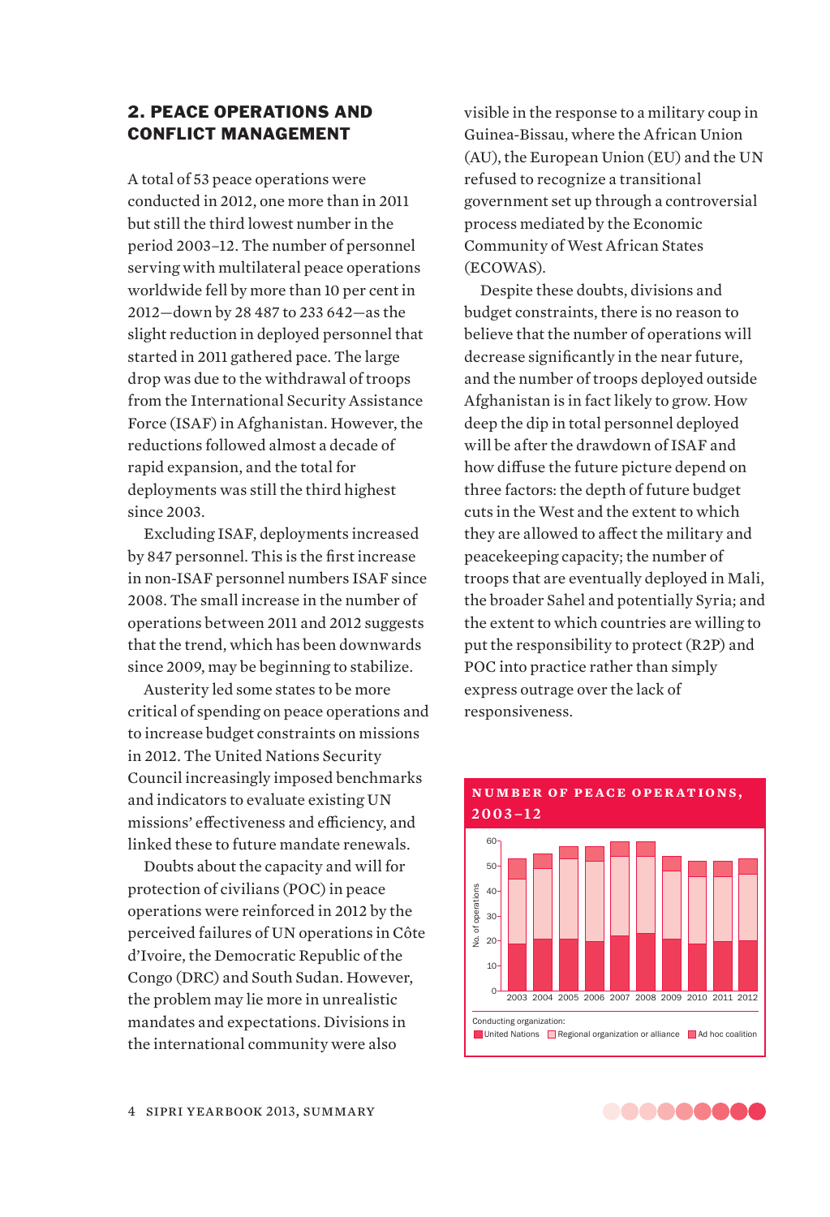## 2. PEACE OPERATIONS AND CONFLICT MANAGEMENT

A total of 53 peace operations were conducted in 2012, one more than in 2011 but still the third lowest number in the period 2003–12. The number of personnel serving with multilateral peace operations worldwide fell by more than 10 per cent in 2012—down by 28 487 to 233 642—as the slight reduction in deployed personnel that started in 2011 gathered pace. The large drop was due to the withdrawal of troops from the International Security Assistance Force (ISAF) in Afghanistan. However, the reductions followed almost a decade of rapid expansion, and the total for deployments was still the third highest since 2003.

Excluding ISAF, deployments increased by 847 personnel. This is the first increase in non-ISAF personnel numbers ISAF since 2008. The small increase in the number of operations between 2011 and 2012 suggests that the trend, which has been downwards since 2009, may be beginning to stabilize.

Austerity led some states to be more critical of spending on peace operations and to increase budget constraints on missions in 2012. The United Nations Security Council increasingly imposed benchmarks and indicators to evaluate existing UN missions' effectiveness and efficiency, and linked these to future mandate renewals.

Doubts about the capacity and will for protection of civilians (POC) in peace operations were reinforced in 2012 by the perceived failures of UN operations in Côte d'Ivoire, the Democratic Republic of the Congo (DRC) and South Sudan. However, the problem may lie more in unrealistic mandates and expectations. Divisions in the international community were also visible in the response to a military coup in Guinea-Bissau, where the African Union (AU), the European Union (EU) and the UN refused to recognize a transitional government set up through a controversial process mediated by the Economic Community of West African States (ECOWAS).

Despite these doubts, divisions and budget constraints, there is no reason to believe that the number of operations will decrease significantly in the near future, and the number of troops deployed outside Afghanistan is in fact likely to grow. How deep the dip in total personnel deployed will be after the drawdown of ISAF and how diffuse the future picture depend on three factors: the depth of future budget cuts in the West and the extent to which they are allowed to affect the military and peacekeeping capacity; the number of troops that are eventually deployed in Mali, the broader Sahel and potentially Syria; and the extent to which countries are willing to put the responsibility to protect (R2P) and POC into practice rather than simply express outrage over the lack of responsiveness.

**NUMBER OF PEACE OPERATIONS, 2003–12**

[Stacked bar chart: No. of operations (0–60) by year, 2003–2012]

Conducting organization: United Nations, Regional organization or alliance, Ad hoc coalition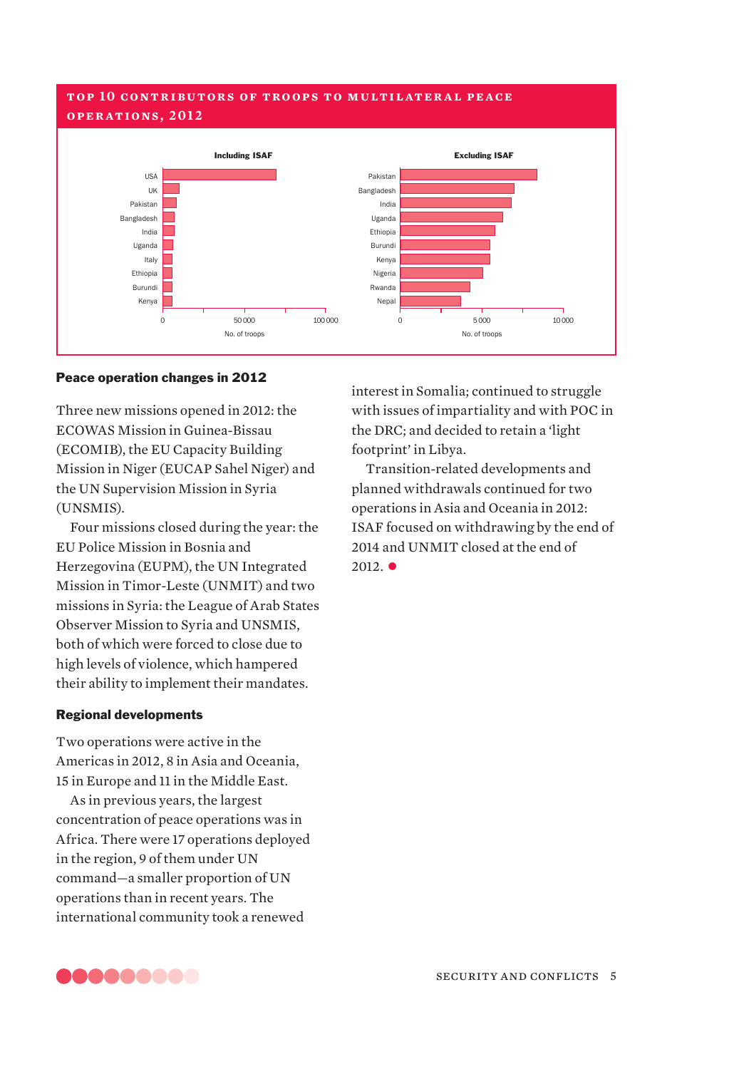## TOP 10 CONTRIBUTORS OF TROOPS TO MULTILATERAL PEACE OPERATIONS, 2012

**Including ISAF**

USA, UK, Pakistan, Bangladesh, India, Uganda, Italy, Ethiopia, Burundi, Kenya

0 — 50 000 — 100 000

No. of troops

**Excluding ISAF**

Pakistan, Bangladesh, India, Uganda, Ethiopia, Burundi, Kenya, Nigeria, Rwanda, Nepal

0 — 5 000 — 10 000

No. of troops

### Peace operation changes in 2012

Three new missions opened in 2012: the ECOWAS Mission in Guinea-Bissau (ECOMIB), the EU Capacity Building Mission in Niger (EUCAP Sahel Niger) and the UN Supervision Mission in Syria (UNSMIS).

Four missions closed during the year: the EU Police Mission in Bosnia and Herzegovina (EUPM), the UN Integrated Mission in Timor-Leste (UNMIT) and two missions in Syria: the League of Arab States Observer Mission to Syria and UNSMIS, both of which were forced to close due to high levels of violence, which hampered their ability to implement their mandates.

### Regional developments

Two operations were active in the Americas in 2012, 8 in Asia and Oceania, 15 in Europe and 11 in the Middle East.

As in previous years, the largest concentration of peace operations was in Africa. There were 17 operations deployed in the region, 9 of them under UN command—a smaller proportion of UN operations than in recent years. The international community took a renewed interest in Somalia; continued to struggle with issues of impartiality and with POC in the DRC; and decided to retain a 'light footprint' in Libya.

Transition-related developments and planned withdrawals continued for two operations in Asia and Oceania in 2012: ISAF focused on withdrawing by the end of 2014 and UNMIT closed at the end of 2012. ●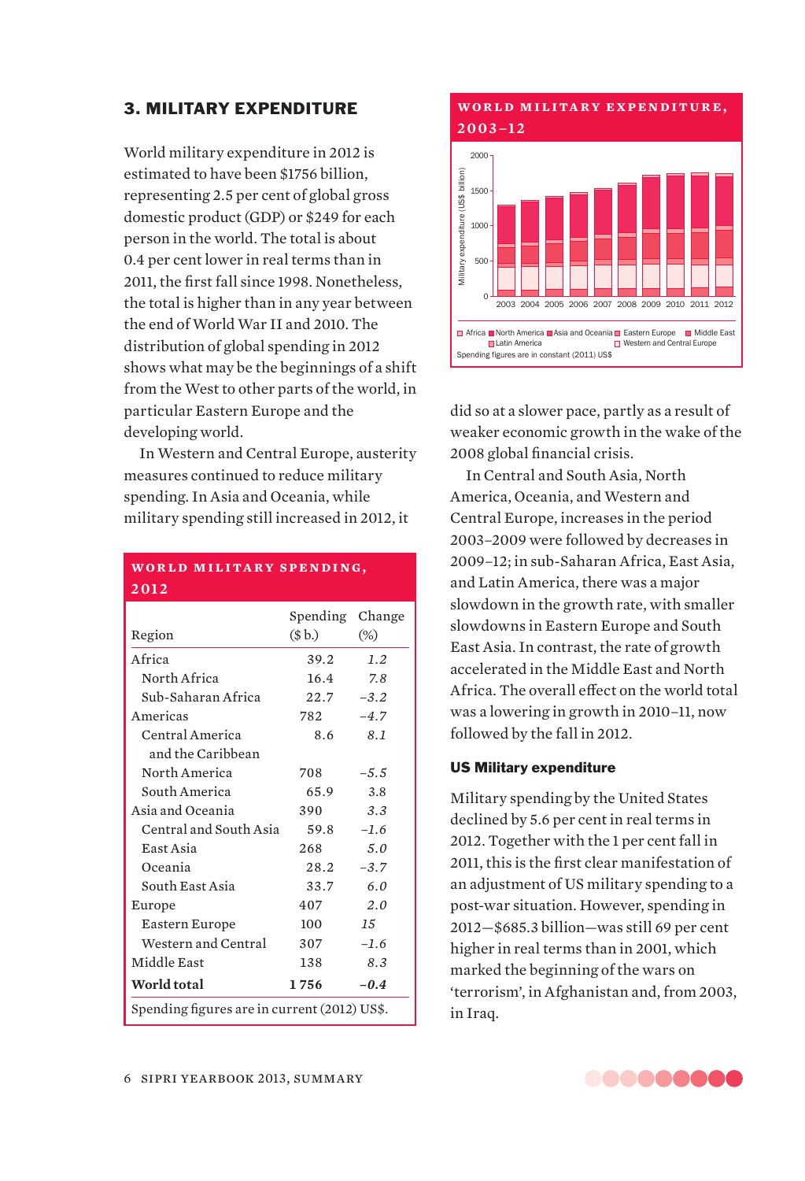## 3. MILITARY EXPENDITURE

World military expenditure in 2012 is estimated to have been $1756 billion, representing 2.5 per cent of global gross domestic product (GDP) or $249 for each person in the world. The total is about 0.4 per cent lower in real terms than in 2011, the first fall since 1998. Nonetheless, the total is higher than in any year between the end of World War II and 2010. The distribution of global spending in 2012 shows what may be the beginnings of a shift from the West to other parts of the world, in particular Eastern Europe and the developing world.

In Western and Central Europe, austerity measures continued to reduce military spending. In Asia and Oceania, while military spending still increased in 2012, it did so at a slower pace, partly as a result of weaker economic growth in the wake of the 2008 global financial crisis.

In Central and South Asia, North America, Oceania, and Western and Central Europe, increases in the period 2003–2009 were followed by decreases in 2009–12; in sub-Saharan Africa, East Asia, and Latin America, there was a major slowdown in the growth rate, with smaller slowdowns in Eastern Europe and South East Asia. In contrast, the rate of growth accelerated in the Middle East and North Africa. The overall effect on the world total was a lowering in growth in 2010–11, now followed by the fall in 2012.

**WORLD MILITARY SPENDING, 2012**

| Region | Spending ($ b.) | Change (%) |
|---|---|---|
| Africa | 39.2 | *1.2* |
| North Africa | 16.4 | *7.8* |
| Sub-Saharan Africa | 22.7 | *−3.2* |
| Americas | 782 | *−4.7* |
| Central America and the Caribbean | 8.6 | *8.1* |
| North America | 708 | *−5.5* |
| South America | 65.9 | 3.8 |
| Asia and Oceania | 390 | *3.3* |
| Central and South Asia | 59.8 | *−1.6* |
| East Asia | 268 | *5.0* |
| Oceania | 28.2 | *−3.7* |
| South East Asia | 33.7 | *6.0* |
| Europe | 407 | *2.0* |
| Eastern Europe | 100 | *15* |
| Western and Central | 307 | *−1.6* |
| Middle East | 138 | *8.3* |
| **World total** | **1756** | ***−0.4*** |

Spending figures are in current (2012) US$.

**WORLD MILITARY EXPENDITURE, 2003–12**

Military expenditure (US$ billion): 0, 500, 1000, 1500, 2000

2003 2004 2005 2006 2007 2008 2009 2010 2011 2012

Africa, North America, Asia and Oceania, Eastern Europe, Middle East, Latin America, Western and Central Europe

Spending figures are in constant (2011) US$

### US Military expenditure

Military spending by the United States declined by 5.6 per cent in real terms in 2012. Together with the 1 per cent fall in 2011, this is the first clear manifestation of an adjustment of US military spending to a post-war situation. However, spending in 2012—$685.3 billion—was still 69 per cent higher in real terms than in 2001, which marked the beginning of the wars on 'terrorism', in Afghanistan and, from 2003, in Iraq.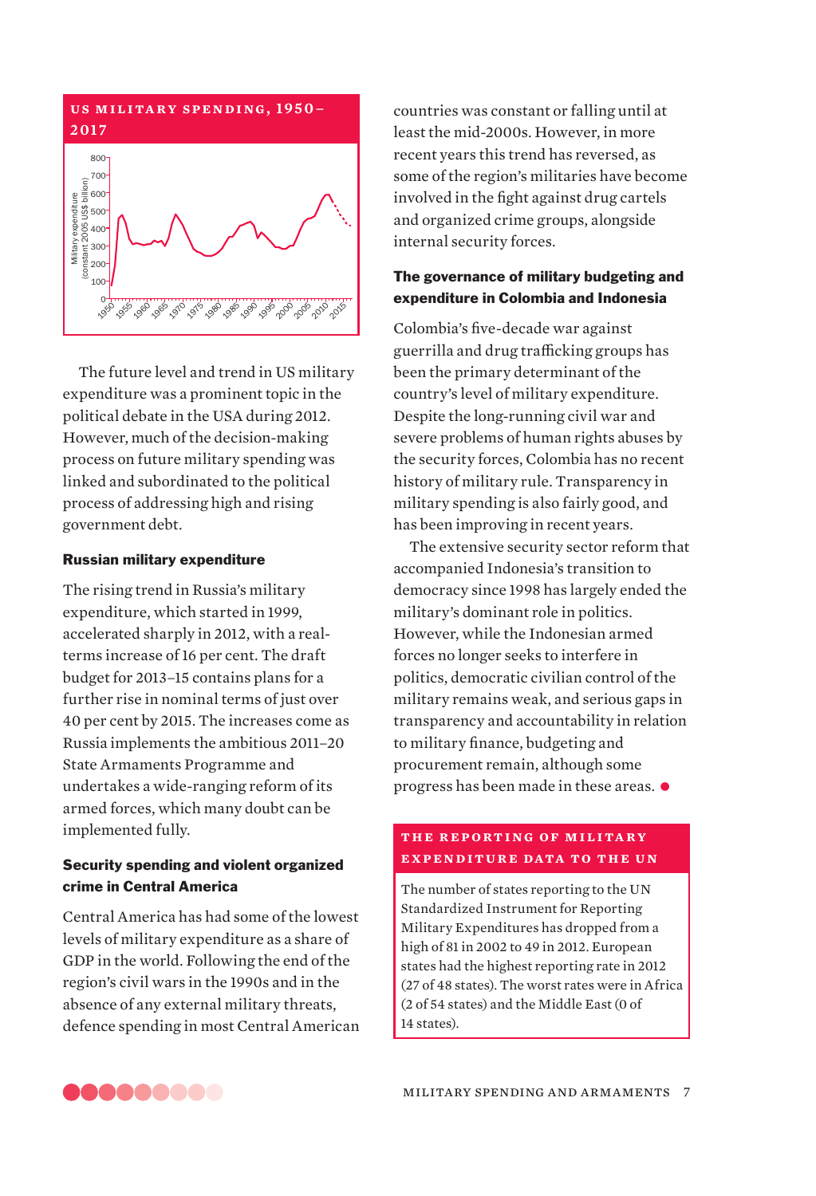**US MILITARY SPENDING, 1950–2017**

The future level and trend in US military expenditure was a prominent topic in the political debate in the USA during 2012. However, much of the decision-making process on future military spending was linked and subordinated to the political process of addressing high and rising government debt.

### Russian military expenditure

The rising trend in Russia's military expenditure, which started in 1999, accelerated sharply in 2012, with a real-terms increase of 16 per cent. The draft budget for 2013–15 contains plans for a further rise in nominal terms of just over 40 per cent by 2015. The increases come as Russia implements the ambitious 2011–20 State Armaments Programme and undertakes a wide-ranging reform of its armed forces, which many doubt can be implemented fully.

### Security spending and violent organized crime in Central America

Central America has had some of the lowest levels of military expenditure as a share of GDP in the world. Following the end of the region's civil wars in the 1990s and in the absence of any external military threats, defence spending in most Central American countries was constant or falling until at least the mid-2000s. However, in more recent years this trend has reversed, as some of the region's militaries have become involved in the fight against drug cartels and organized crime groups, alongside internal security forces.

### The governance of military budgeting and expenditure in Colombia and Indonesia

Colombia's five-decade war against guerrilla and drug trafficking groups has been the primary determinant of the country's level of military expenditure. Despite the long-running civil war and severe problems of human rights abuses by the security forces, Colombia has no recent history of military rule. Transparency in military spending is also fairly good, and has been improving in recent years.

The extensive security sector reform that accompanied Indonesia's transition to democracy since 1998 has largely ended the military's dominant role in politics. However, while the Indonesian armed forces no longer seeks to interfere in politics, democratic civilian control of the military remains weak, and serious gaps in transparency and accountability in relation to military finance, budgeting and procurement remain, although some progress has been made in these areas.

**THE REPORTING OF MILITARY EXPENDITURE DATA TO THE UN**

The number of states reporting to the UN Standardized Instrument for Reporting Military Expenditures has dropped from a high of 81 in 2002 to 49 in 2012. European states had the highest reporting rate in 2012 (27 of 48 states). The worst rates were in Africa (2 of 54 states) and the Middle East (0 of 14 states).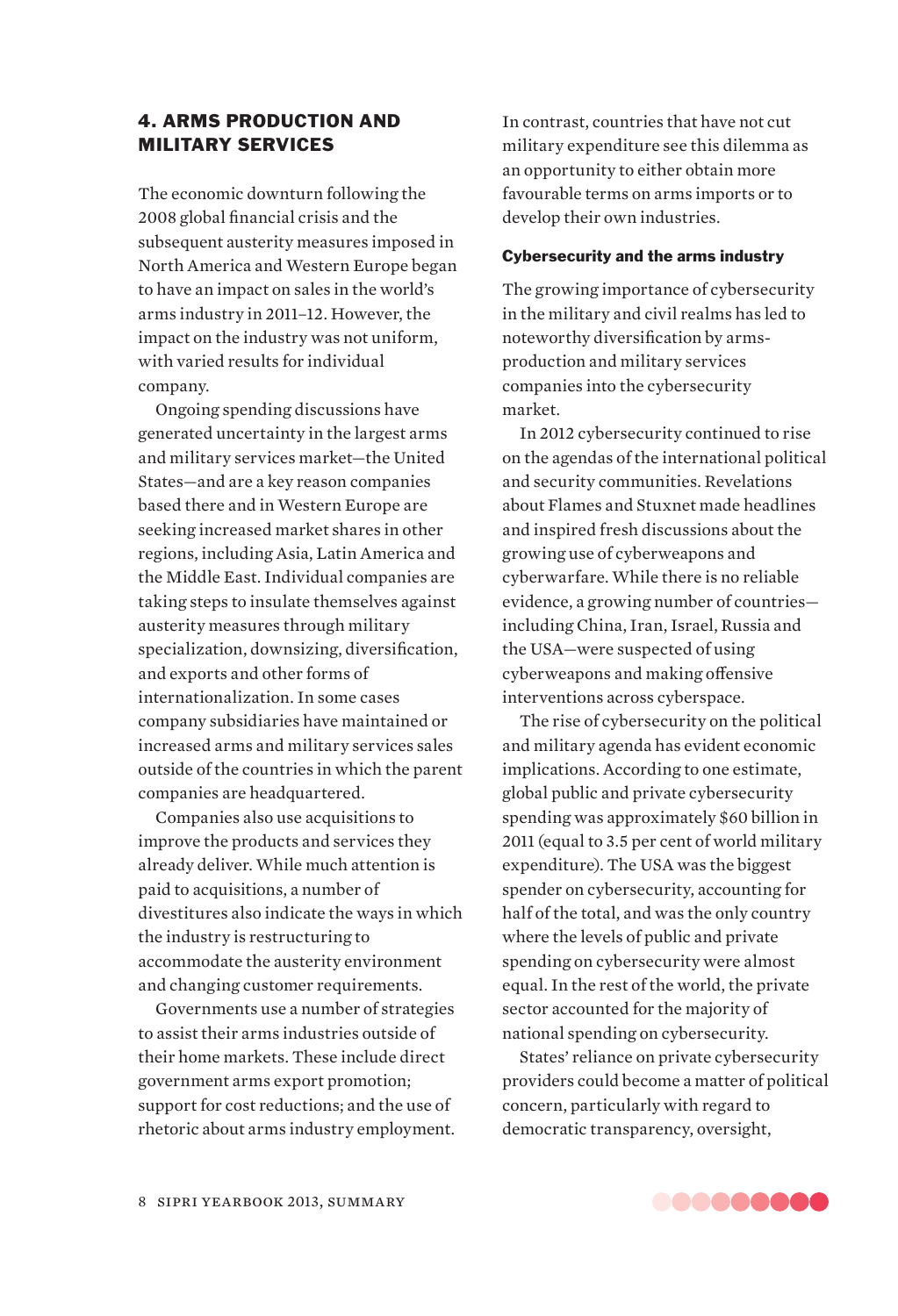## 4. ARMS PRODUCTION AND MILITARY SERVICES

The economic downturn following the 2008 global financial crisis and the subsequent austerity measures imposed in North America and Western Europe began to have an impact on sales in the world's arms industry in 2011–12. However, the impact on the industry was not uniform, with varied results for individual company.

Ongoing spending discussions have generated uncertainty in the largest arms and military services market—the United States—and are a key reason companies based there and in Western Europe are seeking increased market shares in other regions, including Asia, Latin America and the Middle East. Individual companies are taking steps to insulate themselves against austerity measures through military specialization, downsizing, diversification, and exports and other forms of internationalization. In some cases company subsidiaries have maintained or increased arms and military services sales outside of the countries in which the parent companies are headquartered.

Companies also use acquisitions to improve the products and services they already deliver. While much attention is paid to acquisitions, a number of divestitures also indicate the ways in which the industry is restructuring to accommodate the austerity environment and changing customer requirements.

Governments use a number of strategies to assist their arms industries outside of their home markets. These include direct government arms export promotion; support for cost reductions; and the use of rhetoric about arms industry employment. In contrast, countries that have not cut military expenditure see this dilemma as an opportunity to either obtain more favourable terms on arms imports or to develop their own industries.

### Cybersecurity and the arms industry

The growing importance of cybersecurity in the military and civil realms has led to noteworthy diversification by arms-production and military services companies into the cybersecurity market.

In 2012 cybersecurity continued to rise on the agendas of the international political and security communities. Revelations about Flames and Stuxnet made headlines and inspired fresh discussions about the growing use of cyberweapons and cyberwarfare. While there is no reliable evidence, a growing number of countries—including China, Iran, Israel, Russia and the USA—were suspected of using cyberweapons and making offensive interventions across cyberspace.

The rise of cybersecurity on the political and military agenda has evident economic implications. According to one estimate, global public and private cybersecurity spending was approximately $60 billion in 2011 (equal to 3.5 per cent of world military expenditure). The USA was the biggest spender on cybersecurity, accounting for half of the total, and was the only country where the levels of public and private spending on cybersecurity were almost equal. In the rest of the world, the private sector accounted for the majority of national spending on cybersecurity.

States' reliance on private cybersecurity providers could become a matter of political concern, particularly with regard to democratic transparency, oversight,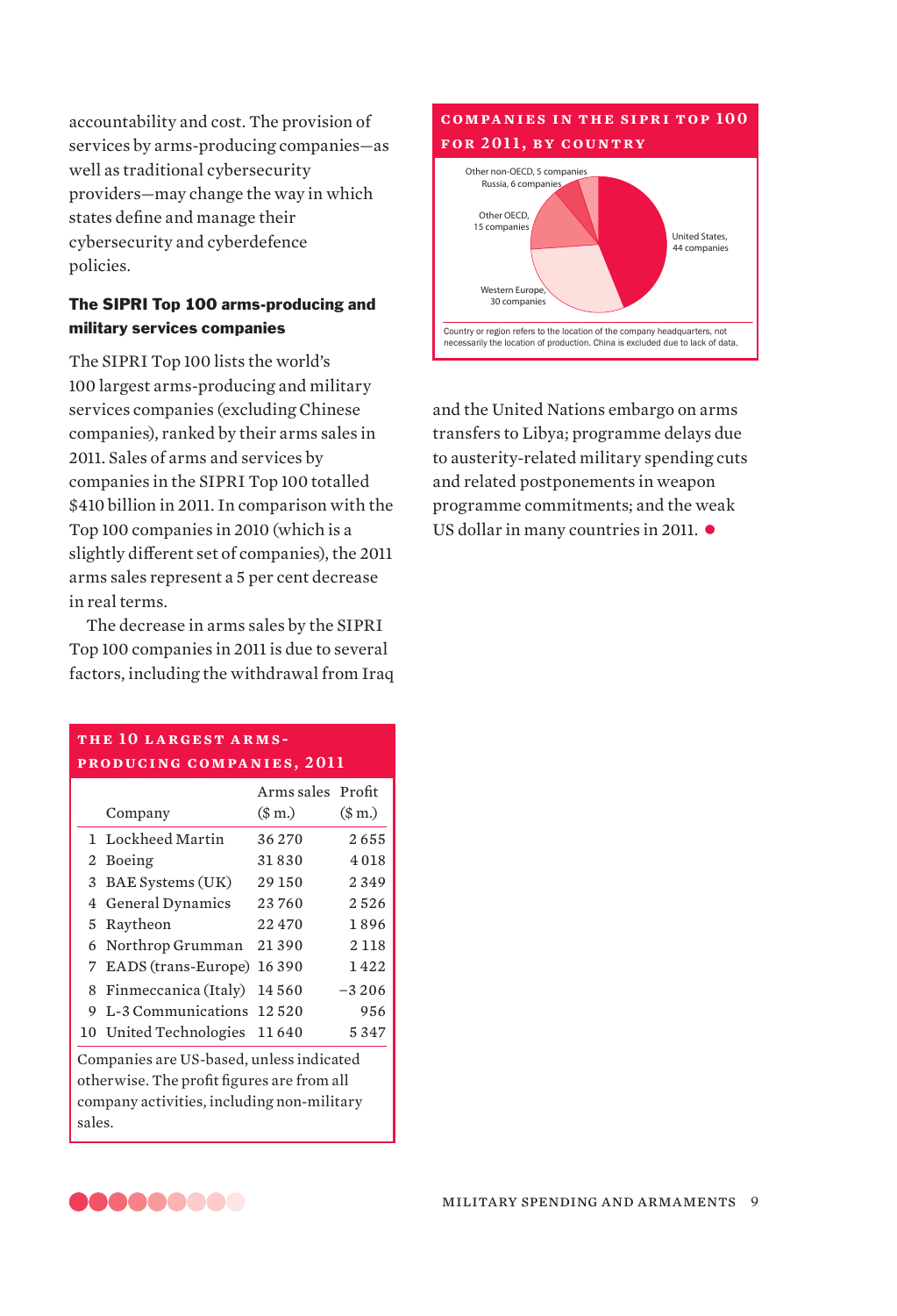accountability and cost. The provision of services by arms-producing companies—as well as traditional cybersecurity providers—may change the way in which states define and manage their cybersecurity and cyberdefence policies.

**The SIPRI Top 100 arms-producing and military services companies**

The SIPRI Top 100 lists the world's 100 largest arms-producing and military services companies (excluding Chinese companies), ranked by their arms sales in 2011. Sales of arms and services by companies in the SIPRI Top 100 totalled $410 billion in 2011. In comparison with the Top 100 companies in 2010 (which is a slightly different set of companies), the 2011 arms sales represent a 5 per cent decrease in real terms.

The decrease in arms sales by the SIPRI Top 100 companies in 2011 is due to several factors, including the withdrawal from Iraq and the United Nations embargo on arms transfers to Libya; programme delays due to austerity-related military spending cuts and related postponements in weapon programme commitments; and the weak US dollar in many countries in 2011.

**COMPANIES IN THE SIPRI TOP 100 FOR 2011, BY COUNTRY**

United States, 44 companies
Western Europe, 30 companies
Other OECD, 15 companies
Russia, 6 companies
Other non-OECD, 5 companies

Country or region refers to the location of the company headquarters, not necessarily the location of production. China is excluded due to lack of data.

**THE 10 LARGEST ARMS-PRODUCING COMPANIES, 2011**

| | Company | Arms sales ($ m.) | Profit ($ m.) |
|---|---|---|---|
| 1 | Lockheed Martin | 36 270 | 2 655 |
| 2 | Boeing | 31 830 | 4 018 |
| 3 | BAE Systems (UK) | 29 150 | 2 349 |
| 4 | General Dynamics | 23 760 | 2 526 |
| 5 | Raytheon | 22 470 | 1 896 |
| 6 | Northrop Grumman | 21 390 | 2 118 |
| 7 | EADS (trans-Europe) | 16 390 | 1 422 |
| 8 | Finmeccanica (Italy) | 14 560 | −3 206 |
| 9 | L-3 Communications | 12 520 | 956 |
| 10 | United Technologies | 11 640 | 5 347 |

Companies are US-based, unless indicated otherwise. The profit figures are from all company activities, including non-military sales.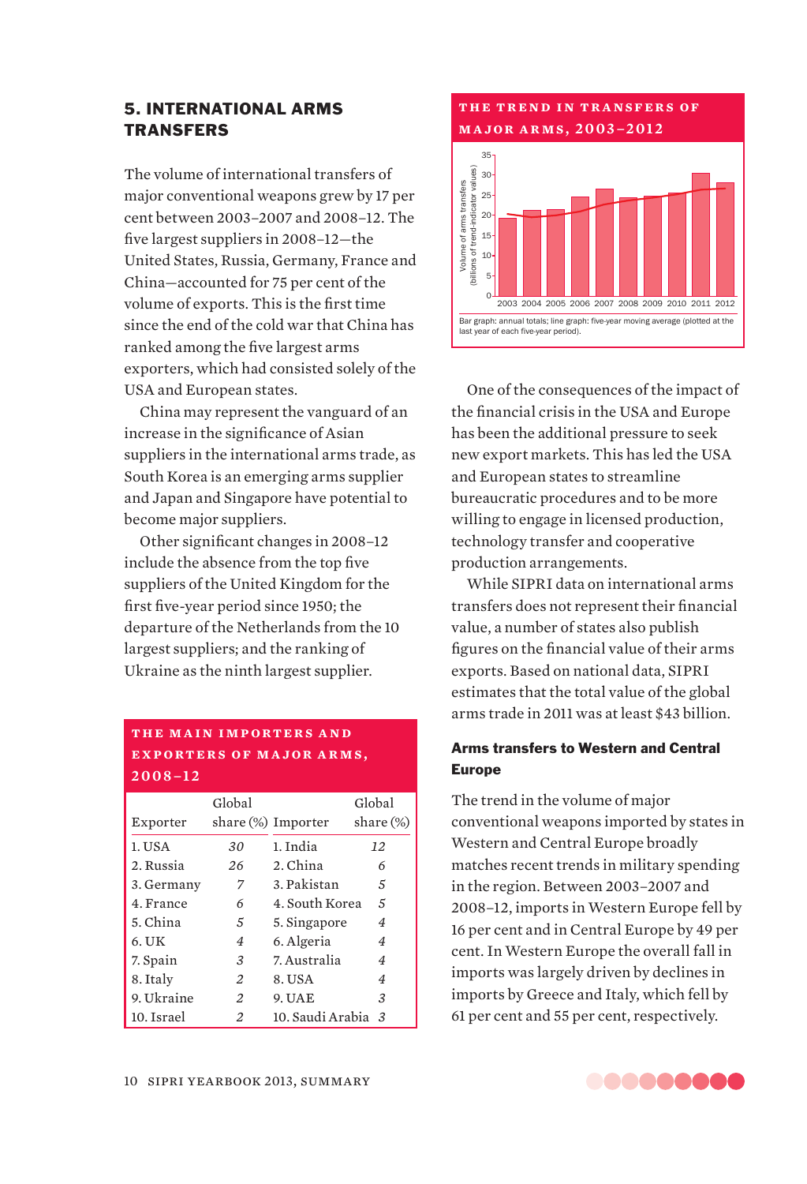## 5. INTERNATIONAL ARMS TRANSFERS

The volume of international transfers of major conventional weapons grew by 17 per cent between 2003–2007 and 2008–12. The five largest suppliers in 2008–12—the United States, Russia, Germany, France and China—accounted for 75 per cent of the volume of exports. This is the first time since the end of the cold war that China has ranked among the five largest arms exporters, which had consisted solely of the USA and European states.

China may represent the vanguard of an increase in the significance of Asian suppliers in the international arms trade, as South Korea is an emerging arms supplier and Japan and Singapore have potential to become major suppliers.

Other significant changes in 2008–12 include the absence from the top five suppliers of the United Kingdom for the first five-year period since 1950; the departure of the Netherlands from the 10 largest suppliers; and the ranking of Ukraine as the ninth largest supplier.

**THE MAIN IMPORTERS AND EXPORTERS OF MAJOR ARMS, 2008–12**

| Exporter | Global share (%) | Importer | Global share (%) |
|---|---|---|---|
| 1. USA | 30 | 1. India | 12 |
| 2. Russia | 26 | 2. China | 6 |
| 3. Germany | 7 | 3. Pakistan | 5 |
| 4. France | 6 | 4. South Korea | 5 |
| 5. China | 5 | 5. Singapore | 4 |
| 6. UK | 4 | 6. Algeria | 4 |
| 7. Spain | 3 | 7. Australia | 4 |
| 8. Italy | 2 | 8. USA | 4 |
| 9. Ukraine | 2 | 9. UAE | 3 |
| 10. Israel | 2 | 10. Saudi Arabia | 3 |

**THE TREND IN TRANSFERS OF MAJOR ARMS, 2003–2012**

Bar graph: annual totals; line graph: five-year moving average (plotted at the last year of each five-year period).

One of the consequences of the impact of the financial crisis in the USA and Europe has been the additional pressure to seek new export markets. This has led the USA and European states to streamline bureaucratic procedures and to be more willing to engage in licensed production, technology transfer and cooperative production arrangements.

While SIPRI data on international arms transfers does not represent their financial value, a number of states also publish figures on the financial value of their arms exports. Based on national data, SIPRI estimates that the total value of the global arms trade in 2011 was at least $43 billion.

### Arms transfers to Western and Central Europe

The trend in the volume of major conventional weapons imported by states in Western and Central Europe broadly matches recent trends in military spending in the region. Between 2003–2007 and 2008–12, imports in Western Europe fell by 16 per cent and in Central Europe by 49 per cent. In Western Europe the overall fall in imports was largely driven by declines in imports by Greece and Italy, which fell by 61 per cent and 55 per cent, respectively.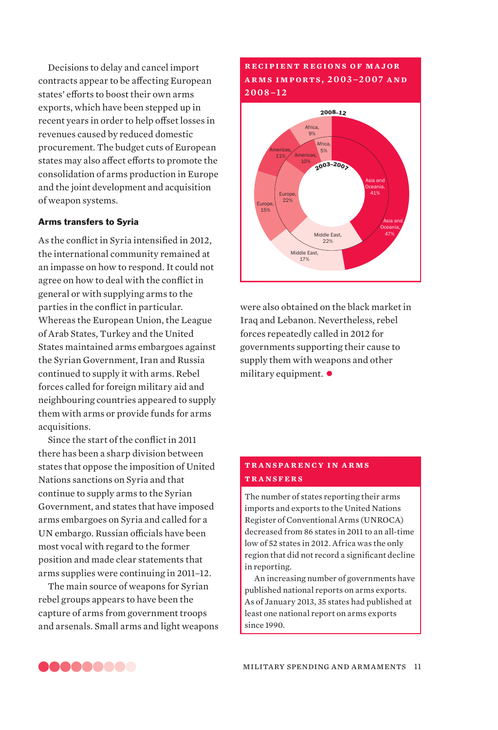Decisions to delay and cancel import contracts appear to be affecting European states' efforts to boost their own arms exports, which have been stepped up in recent years in order to help offset losses in revenues caused by reduced domestic procurement. The budget cuts of European states may also affect efforts to promote the consolidation of arms production in Europe and the joint development and acquisition of weapon systems.

### Arms transfers to Syria

As the conflict in Syria intensified in 2012, the international community remained at an impasse on how to respond. It could not agree on how to deal with the conflict in general or with supplying arms to the parties in the conflict in particular. Whereas the European Union, the League of Arab States, Turkey and the United States maintained arms embargoes against the Syrian Government, Iran and Russia continued to supply it with arms. Rebel forces called for foreign military aid and neighbouring countries appeared to supply them with arms or provide funds for arms acquisitions.

Since the start of the conflict in 2011 there has been a sharp division between states that oppose the imposition of United Nations sanctions on Syria and that continue to supply arms to the Syrian Government, and states that have imposed arms embargoes on Syria and called for a UN embargo. Russian officials have been most vocal with regard to the former position and made clear statements that arms supplies were continuing in 2011–12.

The main source of weapons for Syrian rebel groups appears to have been the capture of arms from government troops and arsenals. Small arms and light weapons were also obtained on the black market in Iraq and Lebanon. Nevertheless, rebel forces repeatedly called in 2012 for governments supporting their cause to supply them with weapons and other military equipment. ●

### RECIPIENT REGIONS OF MAJOR ARMS IMPORTS, 2003–2007 AND 2008–12

| Region | 2003–2007 | 2008–12 |
|---|---|---|
| Asia and Oceania | 41% | 47% |
| Middle East | 22% | 17% |
| Europe | 22% | 15% |
| Americas | 10% | 11% |
| Africa | 5% | 9% |

### TRANSPARENCY IN ARMS TRANSFERS

The number of states reporting their arms imports and exports to the United Nations Register of Conventional Arms (UNROCA) decreased from 86 states in 2011 to an all-time low of 52 states in 2012. Africa was the only region that did not record a significant decline in reporting.

An increasing number of governments have published national reports on arms exports. As of January 2013, 35 states had published at least one national report on arms exports since 1990.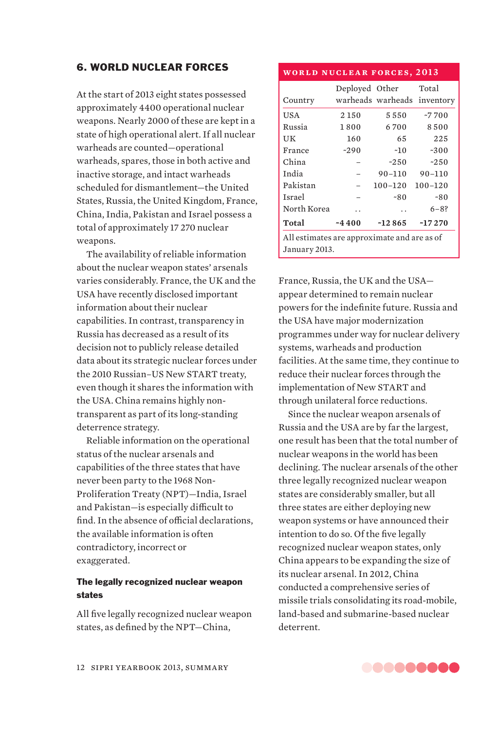## 6. WORLD NUCLEAR FORCES

At the start of 2013 eight states possessed approximately 4400 operational nuclear weapons. Nearly 2000 of these are kept in a state of high operational alert. If all nuclear warheads are counted—operational warheads, spares, those in both active and inactive storage, and intact warheads scheduled for dismantlement—the United States, Russia, the United Kingdom, France, China, India, Pakistan and Israel possess a total of approximately 17 270 nuclear weapons.

The availability of reliable information about the nuclear weapon states' arsenals varies considerably. France, the UK and the USA have recently disclosed important information about their nuclear capabilities. In contrast, transparency in Russia has decreased as a result of its decision not to publicly release detailed data about its strategic nuclear forces under the 2010 Russian–US New START treaty, even though it shares the information with the USA. China remains highly non-transparent as part of its long-standing deterrence strategy.

Reliable information on the operational status of the nuclear arsenals and capabilities of the three states that have never been party to the 1968 Non-Proliferation Treaty (NPT)—India, Israel and Pakistan—is especially difficult to find. In the absence of official declarations, the available information is often contradictory, incorrect or exaggerated.

### The legally recognized nuclear weapon states

All five legally recognized nuclear weapon states, as defined by the NPT—China, France, Russia, the UK and the USA—appear determined to remain nuclear powers for the indefinite future. Russia and the USA have major modernization programmes under way for nuclear delivery systems, warheads and production facilities. At the same time, they continue to reduce their nuclear forces through the implementation of New START and through unilateral force reductions.

Since the nuclear weapon arsenals of Russia and the USA are by far the largest, one result has been that the total number of nuclear weapons in the world has been declining. The nuclear arsenals of the other three legally recognized nuclear weapon states are considerably smaller, but all three states are either deploying new weapon systems or have announced their intention to do so. Of the five legally recognized nuclear weapon states, only China appears to be expanding the size of its nuclear arsenal. In 2012, China conducted a comprehensive series of missile trials consolidating its road-mobile, land-based and submarine-based nuclear deterrent.

**WORLD NUCLEAR FORCES, 2013**

| Country | Deployed warheads | Other warheads | Total inventory |
|---|---|---|---|
| USA | 2 150 | 5 550 | ~7 700 |
| Russia | 1 800 | 6 700 | 8 500 |
| UK | 160 | 65 | 225 |
| France | ~290 | ~10 | ~300 |
| China | – | ~250 | ~250 |
| India | – | 90–110 | 90–110 |
| Pakistan | – | 100–120 | 100–120 |
| Israel | – | ~80 | ~80 |
| North Korea | . . | . . | 6–8? |
| **Total** | **~4 400** | **~12 865** | **~17 270** |

All estimates are approximate and are as of January 2013.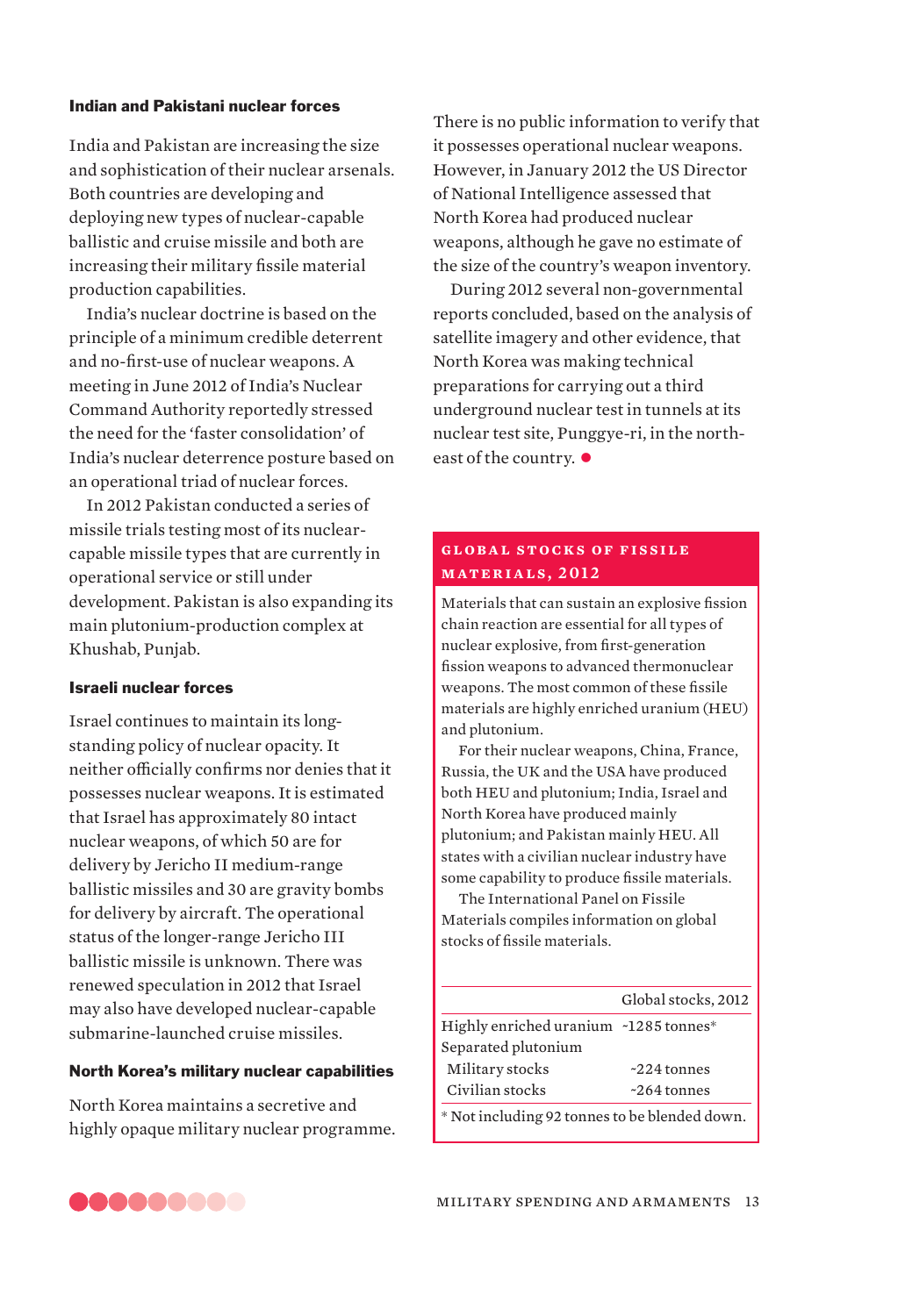### Indian and Pakistani nuclear forces

India and Pakistan are increasing the size and sophistication of their nuclear arsenals. Both countries are developing and deploying new types of nuclear-capable ballistic and cruise missile and both are increasing their military fissile material production capabilities.

India's nuclear doctrine is based on the principle of a minimum credible deterrent and no-first-use of nuclear weapons. A meeting in June 2012 of India's Nuclear Command Authority reportedly stressed the need for the 'faster consolidation' of India's nuclear deterrence posture based on an operational triad of nuclear forces.

In 2012 Pakistan conducted a series of missile trials testing most of its nuclear-capable missile types that are currently in operational service or still under development. Pakistan is also expanding its main plutonium-production complex at Khushab, Punjab.

### Israeli nuclear forces

Israel continues to maintain its long-standing policy of nuclear opacity. It neither officially confirms nor denies that it possesses nuclear weapons. It is estimated that Israel has approximately 80 intact nuclear weapons, of which 50 are for delivery by Jericho II medium-range ballistic missiles and 30 are gravity bombs for delivery by aircraft. The operational status of the longer-range Jericho III ballistic missile is unknown. There was renewed speculation in 2012 that Israel may also have developed nuclear-capable submarine-launched cruise missiles.

### North Korea's military nuclear capabilities

North Korea maintains a secretive and highly opaque military nuclear programme. There is no public information to verify that it possesses operational nuclear weapons. However, in January 2012 the US Director of National Intelligence assessed that North Korea had produced nuclear weapons, although he gave no estimate of the size of the country's weapon inventory.

During 2012 several non-governmental reports concluded, based on the analysis of satellite imagery and other evidence, that North Korea was making technical preparations for carrying out a third underground nuclear test in tunnels at its nuclear test site, Punggye-ri, in the north-east of the country.

### Global stocks of fissile materials, 2012

Materials that can sustain an explosive fission chain reaction are essential for all types of nuclear explosive, from first-generation fission weapons to advanced thermonuclear weapons. The most common of these fissile materials are highly enriched uranium (HEU) and plutonium.

For their nuclear weapons, China, France, Russia, the UK and the USA have produced both HEU and plutonium; India, Israel and North Korea have produced mainly plutonium; and Pakistan mainly HEU. All states with a civilian nuclear industry have some capability to produce fissile materials.

The International Panel on Fissile Materials compiles information on global stocks of fissile materials.

| | Global stocks, 2012 |
|---|---|
| Highly enriched uranium | ~1285 tonnes* |
| Separated plutonium | |
| Military stocks | ~224 tonnes |
| Civilian stocks | ~264 tonnes |

* Not including 92 tonnes to be blended down.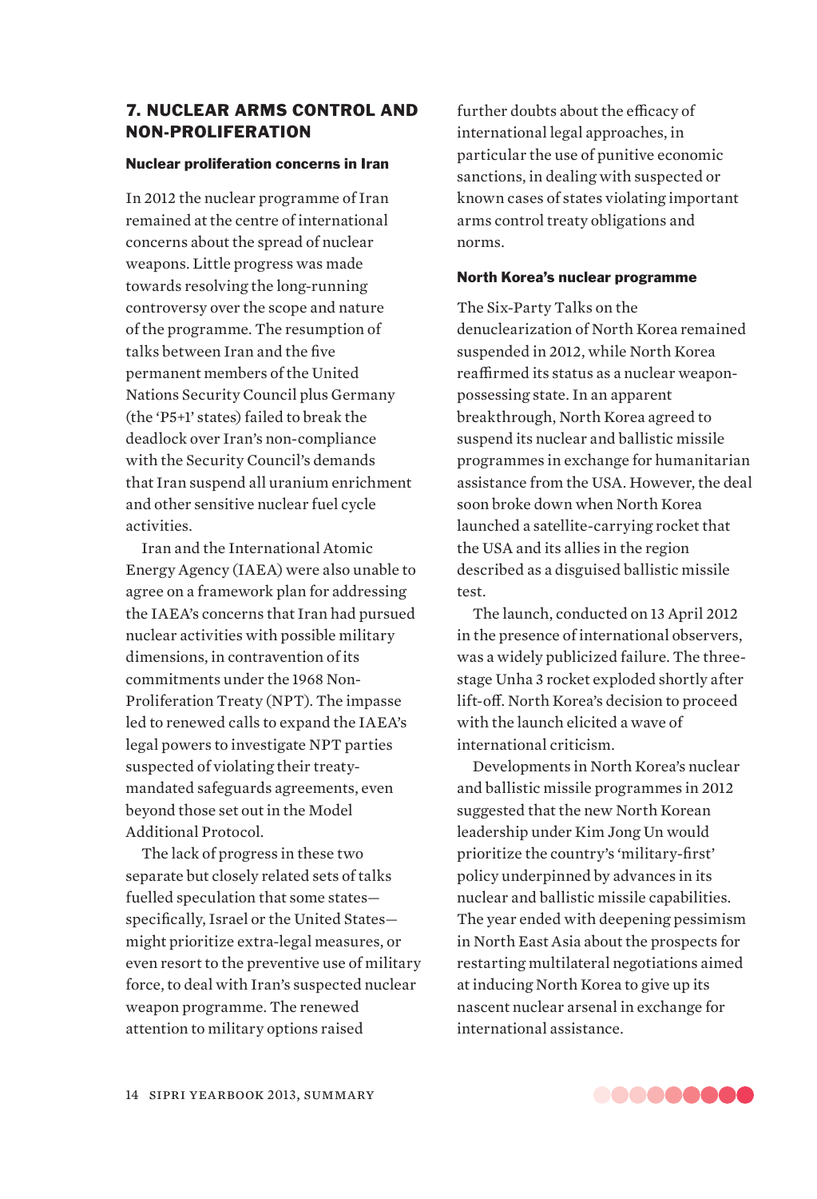## 7. NUCLEAR ARMS CONTROL AND NON-PROLIFERATION

### Nuclear proliferation concerns in Iran

In 2012 the nuclear programme of Iran remained at the centre of international concerns about the spread of nuclear weapons. Little progress was made towards resolving the long-running controversy over the scope and nature of the programme. The resumption of talks between Iran and the five permanent members of the United Nations Security Council plus Germany (the 'P5+1' states) failed to break the deadlock over Iran's non-compliance with the Security Council's demands that Iran suspend all uranium enrichment and other sensitive nuclear fuel cycle activities.

Iran and the International Atomic Energy Agency (IAEA) were also unable to agree on a framework plan for addressing the IAEA's concerns that Iran had pursued nuclear activities with possible military dimensions, in contravention of its commitments under the 1968 Non-Proliferation Treaty (NPT). The impasse led to renewed calls to expand the IAEA's legal powers to investigate NPT parties suspected of violating their treaty-mandated safeguards agreements, even beyond those set out in the Model Additional Protocol.

The lack of progress in these two separate but closely related sets of talks fuelled speculation that some states—specifically, Israel or the United States—might prioritize extra-legal measures, or even resort to the preventive use of military force, to deal with Iran's suspected nuclear weapon programme. The renewed attention to military options raised further doubts about the efficacy of international legal approaches, in particular the use of punitive economic sanctions, in dealing with suspected or known cases of states violating important arms control treaty obligations and norms.

### North Korea's nuclear programme

The Six-Party Talks on the denuclearization of North Korea remained suspended in 2012, while North Korea reaffirmed its status as a nuclear weapon-possessing state. In an apparent breakthrough, North Korea agreed to suspend its nuclear and ballistic missile programmes in exchange for humanitarian assistance from the USA. However, the deal soon broke down when North Korea launched a satellite-carrying rocket that the USA and its allies in the region described as a disguised ballistic missile test.

The launch, conducted on 13 April 2012 in the presence of international observers, was a widely publicized failure. The three-stage Unha 3 rocket exploded shortly after lift-off. North Korea's decision to proceed with the launch elicited a wave of international criticism.

Developments in North Korea's nuclear and ballistic missile programmes in 2012 suggested that the new North Korean leadership under Kim Jong Un would prioritize the country's 'military-first' policy underpinned by advances in its nuclear and ballistic missile capabilities. The year ended with deepening pessimism in North East Asia about the prospects for restarting multilateral negotiations aimed at inducing North Korea to give up its nascent nuclear arsenal in exchange for international assistance.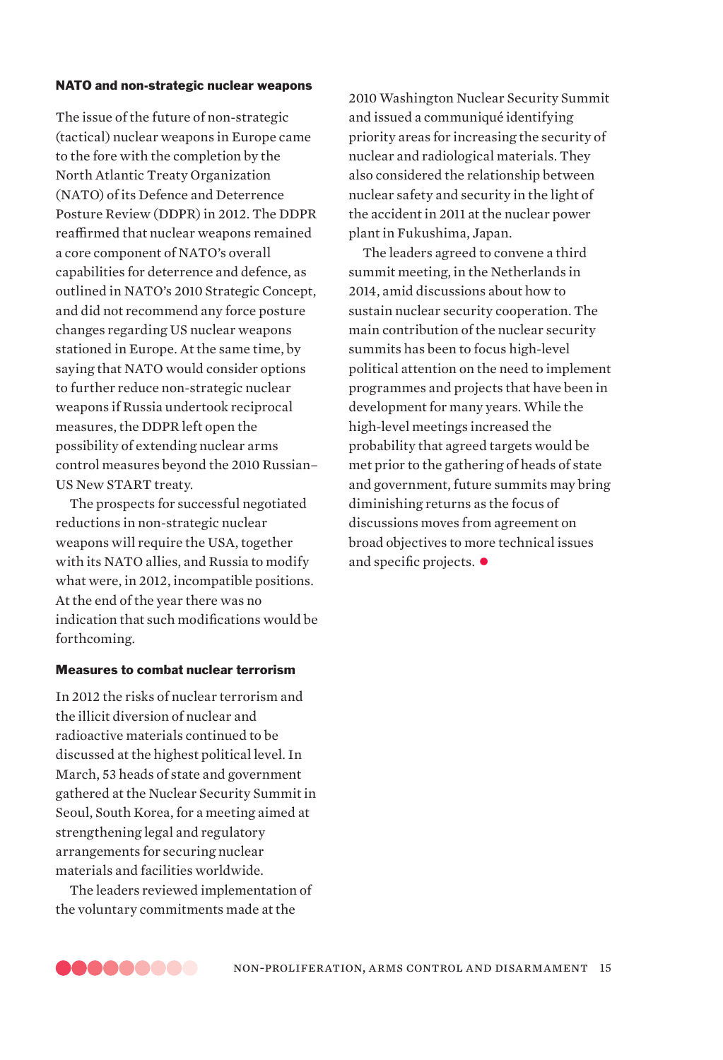### NATO and non-strategic nuclear weapons

The issue of the future of non-strategic (tactical) nuclear weapons in Europe came to the fore with the completion by the North Atlantic Treaty Organization (NATO) of its Defence and Deterrence Posture Review (DDPR) in 2012. The DDPR reaffirmed that nuclear weapons remained a core component of NATO's overall capabilities for deterrence and defence, as outlined in NATO's 2010 Strategic Concept, and did not recommend any force posture changes regarding US nuclear weapons stationed in Europe. At the same time, by saying that NATO would consider options to further reduce non-strategic nuclear weapons if Russia undertook reciprocal measures, the DDPR left open the possibility of extending nuclear arms control measures beyond the 2010 Russian–US New START treaty.

The prospects for successful negotiated reductions in non-strategic nuclear weapons will require the USA, together with its NATO allies, and Russia to modify what were, in 2012, incompatible positions. At the end of the year there was no indication that such modifications would be forthcoming.

### Measures to combat nuclear terrorism

In 2012 the risks of nuclear terrorism and the illicit diversion of nuclear and radioactive materials continued to be discussed at the highest political level. In March, 53 heads of state and government gathered at the Nuclear Security Summit in Seoul, South Korea, for a meeting aimed at strengthening legal and regulatory arrangements for securing nuclear materials and facilities worldwide.

The leaders reviewed implementation of the voluntary commitments made at the 2010 Washington Nuclear Security Summit and issued a communiqué identifying priority areas for increasing the security of nuclear and radiological materials. They also considered the relationship between nuclear safety and security in the light of the accident in 2011 at the nuclear power plant in Fukushima, Japan.

The leaders agreed to convene a third summit meeting, in the Netherlands in 2014, amid discussions about how to sustain nuclear security cooperation. The main contribution of the nuclear security summits has been to focus high-level political attention on the need to implement programmes and projects that have been in development for many years. While the high-level meetings increased the probability that agreed targets would be met prior to the gathering of heads of state and government, future summits may bring diminishing returns as the focus of discussions moves from agreement on broad objectives to more technical issues and specific projects. ●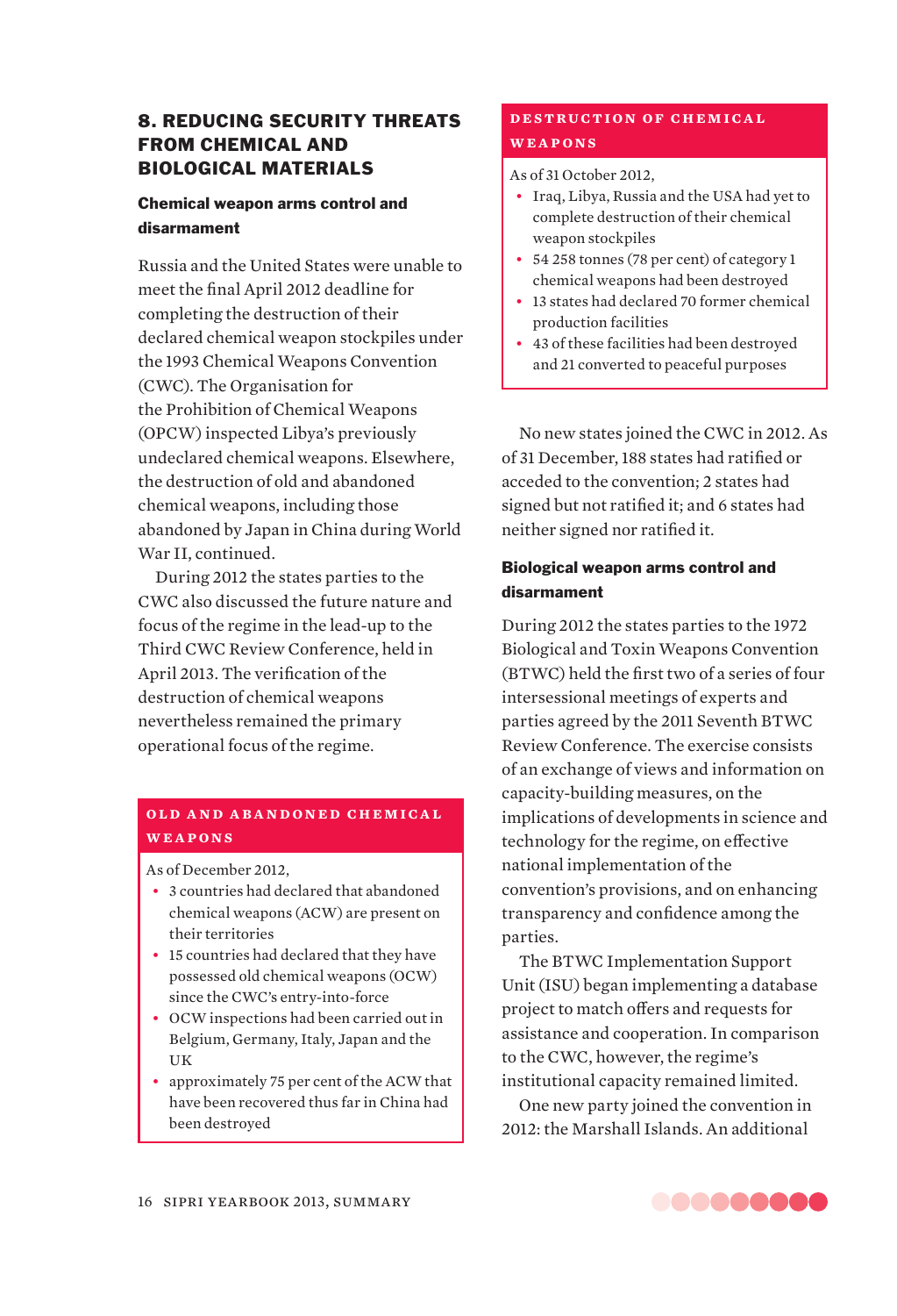## 8. REDUCING SECURITY THREATS FROM CHEMICAL AND BIOLOGICAL MATERIALS

### Chemical weapon arms control and disarmament

Russia and the United States were unable to meet the final April 2012 deadline for completing the destruction of their declared chemical weapon stockpiles under the 1993 Chemical Weapons Convention (CWC). The Organisation for the Prohibition of Chemical Weapons (OPCW) inspected Libya's previously undeclared chemical weapons. Elsewhere, the destruction of old and abandoned chemical weapons, including those abandoned by Japan in China during World War II, continued.

During 2012 the states parties to the CWC also discussed the future nature and focus of the regime in the lead-up to the Third CWC Review Conference, held in April 2013. The verification of the destruction of chemical weapons nevertheless remained the primary operational focus of the regime.

**OLD AND ABANDONED CHEMICAL WEAPONS**

As of December 2012,

- 3 countries had declared that abandoned chemical weapons (ACW) are present on their territories
- 15 countries had declared that they have possessed old chemical weapons (OCW) since the CWC's entry-into-force
- OCW inspections had been carried out in Belgium, Germany, Italy, Japan and the UK
- approximately 75 per cent of the ACW that have been recovered thus far in China had been destroyed

**DESTRUCTION OF CHEMICAL WEAPONS**

As of 31 October 2012,

- Iraq, Libya, Russia and the USA had yet to complete destruction of their chemical weapon stockpiles
- 54 258 tonnes (78 per cent) of category 1 chemical weapons had been destroyed
- 13 states had declared 70 former chemical production facilities
- 43 of these facilities had been destroyed and 21 converted to peaceful purposes

No new states joined the CWC in 2012. As of 31 December, 188 states had ratified or acceded to the convention; 2 states had signed but not ratified it; and 6 states had neither signed nor ratified it.

### Biological weapon arms control and disarmament

During 2012 the states parties to the 1972 Biological and Toxin Weapons Convention (BTWC) held the first two of a series of four intersessional meetings of experts and parties agreed by the 2011 Seventh BTWC Review Conference. The exercise consists of an exchange of views and information on capacity-building measures, on the implications of developments in science and technology for the regime, on effective national implementation of the convention's provisions, and on enhancing transparency and confidence among the parties.

The BTWC Implementation Support Unit (ISU) began implementing a database project to match offers and requests for assistance and cooperation. In comparison to the CWC, however, the regime's institutional capacity remained limited.

One new party joined the convention in 2012: the Marshall Islands. An additional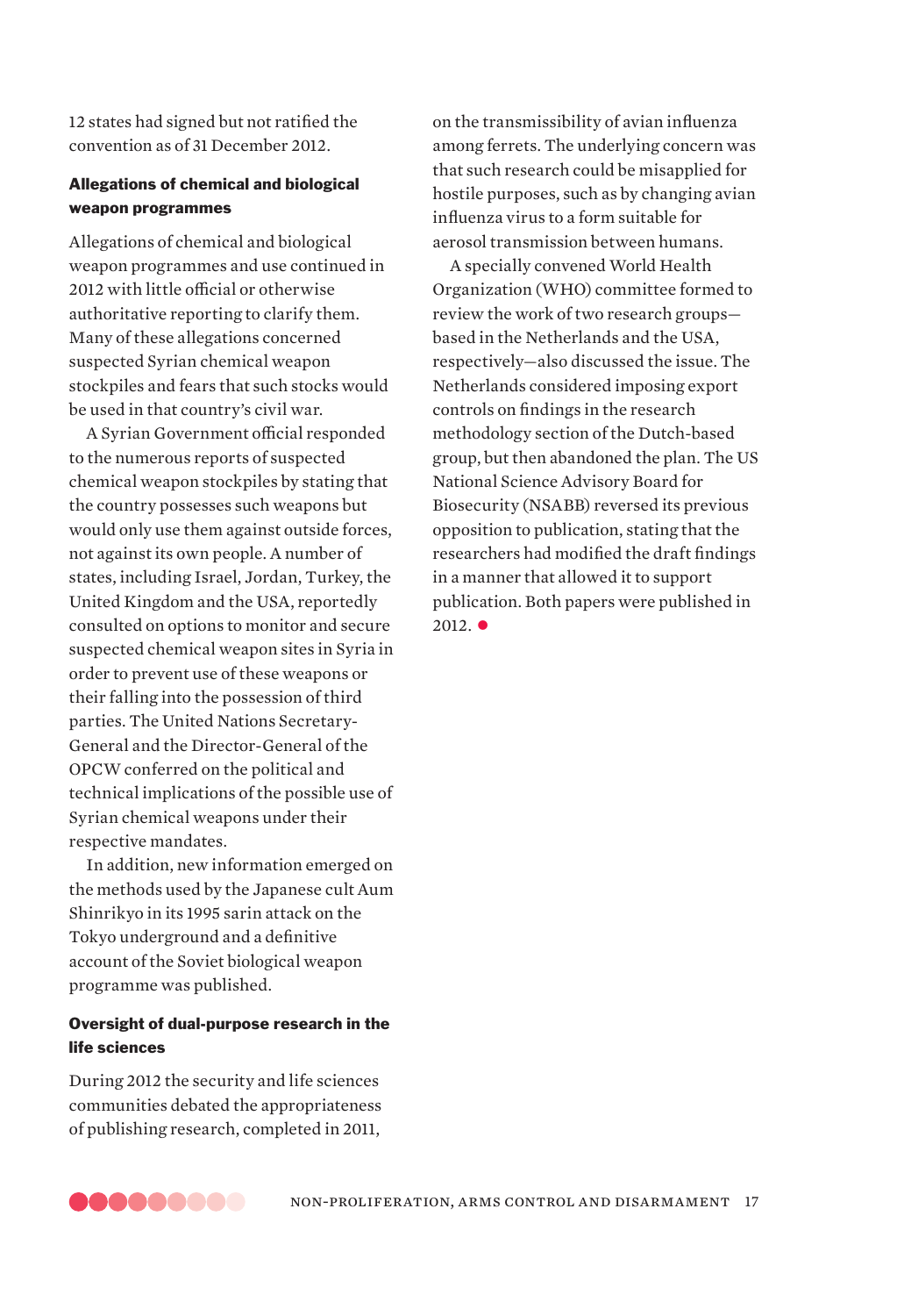12 states had signed but not ratified the convention as of 31 December 2012.

### Allegations of chemical and biological weapon programmes

Allegations of chemical and biological weapon programmes and use continued in 2012 with little official or otherwise authoritative reporting to clarify them. Many of these allegations concerned suspected Syrian chemical weapon stockpiles and fears that such stocks would be used in that country's civil war.

A Syrian Government official responded to the numerous reports of suspected chemical weapon stockpiles by stating that the country possesses such weapons but would only use them against outside forces, not against its own people. A number of states, including Israel, Jordan, Turkey, the United Kingdom and the USA, reportedly consulted on options to monitor and secure suspected chemical weapon sites in Syria in order to prevent use of these weapons or their falling into the possession of third parties. The United Nations Secretary-General and the Director-General of the OPCW conferred on the political and technical implications of the possible use of Syrian chemical weapons under their respective mandates.

In addition, new information emerged on the methods used by the Japanese cult Aum Shinrikyo in its 1995 sarin attack on the Tokyo underground and a definitive account of the Soviet biological weapon programme was published.

### Oversight of dual-purpose research in the life sciences

During 2012 the security and life sciences communities debated the appropriateness of publishing research, completed in 2011, on the transmissibility of avian influenza among ferrets. The underlying concern was that such research could be misapplied for hostile purposes, such as by changing avian influenza virus to a form suitable for aerosol transmission between humans.

A specially convened World Health Organization (WHO) committee formed to review the work of two research groups—based in the Netherlands and the USA, respectively—also discussed the issue. The Netherlands considered imposing export controls on findings in the research methodology section of the Dutch-based group, but then abandoned the plan. The US National Science Advisory Board for Biosecurity (NSABB) reversed its previous opposition to publication, stating that the researchers had modified the draft findings in a manner that allowed it to support publication. Both papers were published in 2012.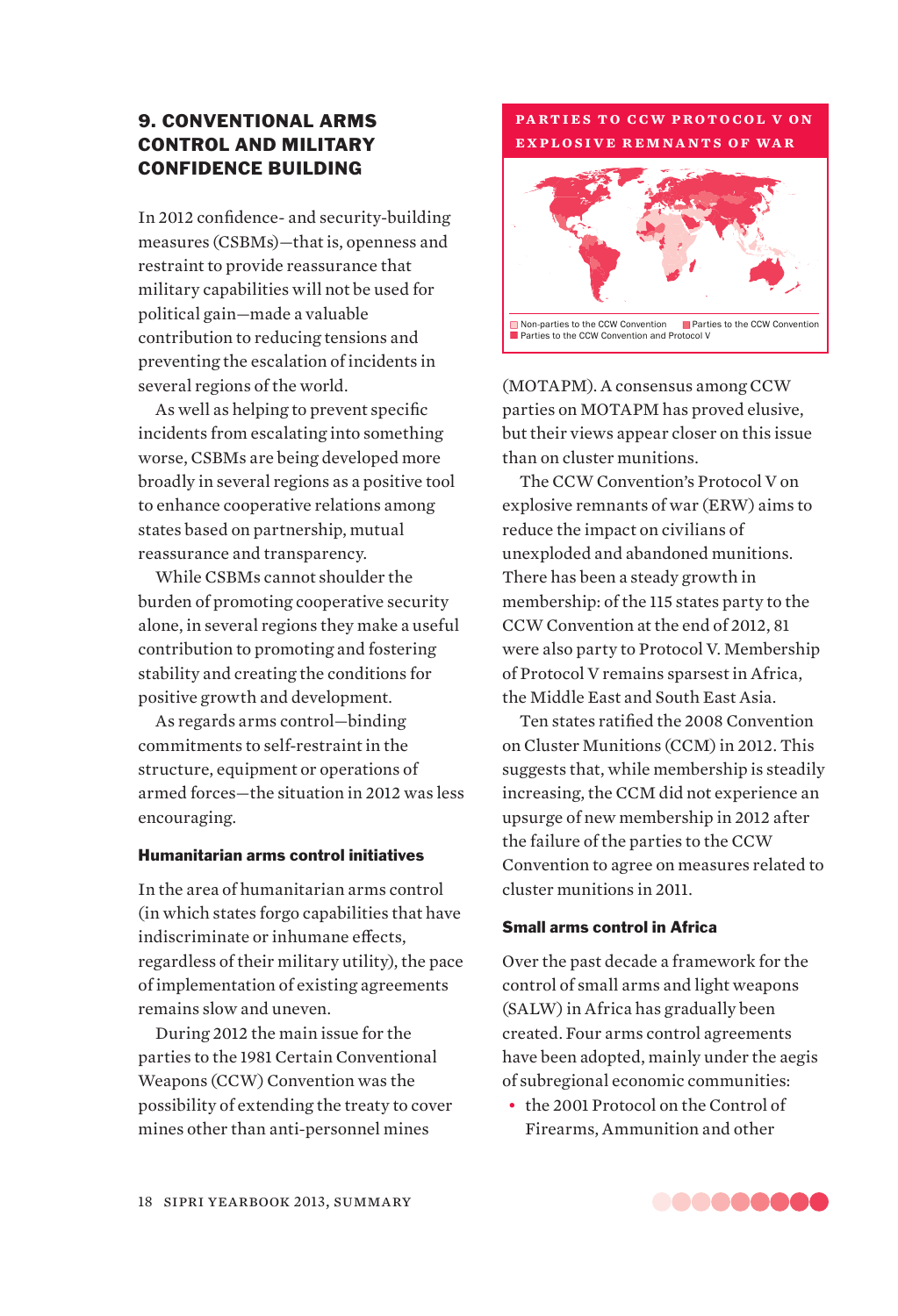## 9. CONVENTIONAL ARMS CONTROL AND MILITARY CONFIDENCE BUILDING

In 2012 confidence- and security-building measures (CSBMs)—that is, openness and restraint to provide reassurance that military capabilities will not be used for political gain—made a valuable contribution to reducing tensions and preventing the escalation of incidents in several regions of the world.

As well as helping to prevent specific incidents from escalating into something worse, CSBMs are being developed more broadly in several regions as a positive tool to enhance cooperative relations among states based on partnership, mutual reassurance and transparency.

While CSBMs cannot shoulder the burden of promoting cooperative security alone, in several regions they make a useful contribution to promoting and fostering stability and creating the conditions for positive growth and development.

As regards arms control—binding commitments to self-restraint in the structure, equipment or operations of armed forces—the situation in 2012 was less encouraging.

### Humanitarian arms control initiatives

In the area of humanitarian arms control (in which states forgo capabilities that have indiscriminate or inhumane effects, regardless of their military utility), the pace of implementation of existing agreements remains slow and uneven.

During 2012 the main issue for the parties to the 1981 Certain Conventional Weapons (CCW) Convention was the possibility of extending the treaty to cover mines other than anti-personnel mines (MOTAPM). A consensus among CCW parties on MOTAPM has proved elusive, but their views appear closer on this issue than on cluster munitions.

The CCW Convention's Protocol V on explosive remnants of war (ERW) aims to reduce the impact on civilians of unexploded and abandoned munitions. There has been a steady growth in membership: of the 115 states party to the CCW Convention at the end of 2012, 81 were also party to Protocol V. Membership of Protocol V remains sparsest in Africa, the Middle East and South East Asia.

Ten states ratified the 2008 Convention on Cluster Munitions (CCM) in 2012. This suggests that, while membership is steadily increasing, the CCM did not experience an upsurge of new membership in 2012 after the failure of the parties to the CCW Convention to agree on measures related to cluster munitions in 2011.

**PARTIES TO CCW PROTOCOL V ON EXPLOSIVE REMNANTS OF WAR**

Non-parties to the CCW Convention | Parties to the CCW Convention | Parties to the CCW Convention and Protocol V

### Small arms control in Africa

Over the past decade a framework for the control of small arms and light weapons (SALW) in Africa has gradually been created. Four arms control agreements have been adopted, mainly under the aegis of subregional economic communities:

- the 2001 Protocol on the Control of Firearms, Ammunition and other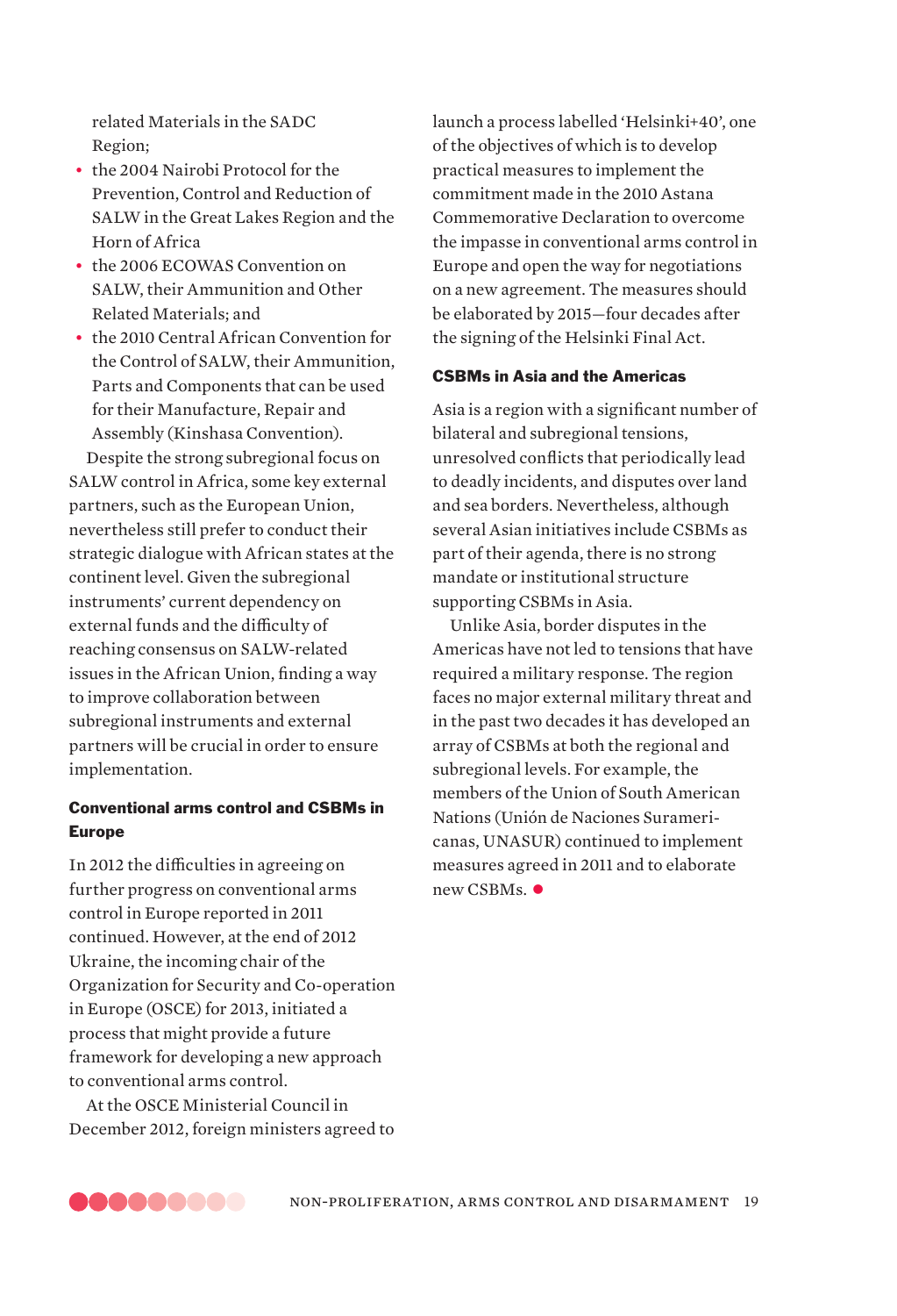related Materials in the SADC Region;

- the 2004 Nairobi Protocol for the Prevention, Control and Reduction of SALW in the Great Lakes Region and the Horn of Africa
- the 2006 ECOWAS Convention on SALW, their Ammunition and Other Related Materials; and
- the 2010 Central African Convention for the Control of SALW, their Ammunition, Parts and Components that can be used for their Manufacture, Repair and Assembly (Kinshasa Convention).

Despite the strong subregional focus on SALW control in Africa, some key external partners, such as the European Union, nevertheless still prefer to conduct their strategic dialogue with African states at the continent level. Given the subregional instruments' current dependency on external funds and the difficulty of reaching consensus on SALW-related issues in the African Union, finding a way to improve collaboration between subregional instruments and external partners will be crucial in order to ensure implementation.

### Conventional arms control and CSBMs in Europe

In 2012 the difficulties in agreeing on further progress on conventional arms control in Europe reported in 2011 continued. However, at the end of 2012 Ukraine, the incoming chair of the Organization for Security and Co-operation in Europe (OSCE) for 2013, initiated a process that might provide a future framework for developing a new approach to conventional arms control.

At the OSCE Ministerial Council in December 2012, foreign ministers agreed to launch a process labelled 'Helsinki+40', one of the objectives of which is to develop practical measures to implement the commitment made in the 2010 Astana Commemorative Declaration to overcome the impasse in conventional arms control in Europe and open the way for negotiations on a new agreement. The measures should be elaborated by 2015—four decades after the signing of the Helsinki Final Act.

### CSBMs in Asia and the Americas

Asia is a region with a significant number of bilateral and subregional tensions, unresolved conflicts that periodically lead to deadly incidents, and disputes over land and sea borders. Nevertheless, although several Asian initiatives include CSBMs as part of their agenda, there is no strong mandate or institutional structure supporting CSBMs in Asia.

Unlike Asia, border disputes in the Americas have not led to tensions that have required a military response. The region faces no major external military threat and in the past two decades it has developed an array of CSBMs at both the regional and subregional levels. For example, the members of the Union of South American Nations (Unión de Naciones Suramericanas, UNASUR) continued to implement measures agreed in 2011 and to elaborate new CSBMs. ●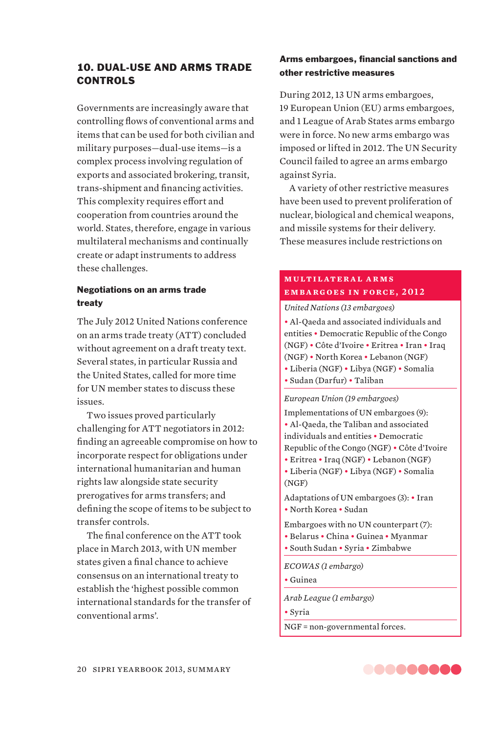## 10. DUAL-USE AND ARMS TRADE CONTROLS

Governments are increasingly aware that controlling flows of conventional arms and items that can be used for both civilian and military purposes—dual-use items—is a complex process involving regulation of exports and associated brokering, transit, trans-shipment and financing activities. This complexity requires effort and cooperation from countries around the world. States, therefore, engage in various multilateral mechanisms and continually create or adapt instruments to address these challenges.

### Negotiations on an arms trade treaty

The July 2012 United Nations conference on an arms trade treaty (ATT) concluded without agreement on a draft treaty text. Several states, in particular Russia and the United States, called for more time for UN member states to discuss these issues.

Two issues proved particularly challenging for ATT negotiators in 2012: finding an agreeable compromise on how to incorporate respect for obligations under international humanitarian and human rights law alongside state security prerogatives for arms transfers; and defining the scope of items to be subject to transfer controls.

The final conference on the ATT took place in March 2013, with UN member states given a final chance to achieve consensus on an international treaty to establish the 'highest possible common international standards for the transfer of conventional arms'.

### Arms embargoes, financial sanctions and other restrictive measures

During 2012, 13 UN arms embargoes, 19 European Union (EU) arms embargoes, and 1 League of Arab States arms embargo were in force. No new arms embargo was imposed or lifted in 2012. The UN Security Council failed to agree an arms embargo against Syria.

A variety of other restrictive measures have been used to prevent proliferation of nuclear, biological and chemical weapons, and missile systems for their delivery. These measures include restrictions on

**MULTILATERAL ARMS EMBARGOES IN FORCE, 2012**

*United Nations (13 embargoes)*

• Al-Qaeda and associated individuals and entities • Democratic Republic of the Congo (NGF) • Côte d'Ivoire • Eritrea • Iran • Iraq (NGF) • North Korea • Lebanon (NGF) • Liberia (NGF) • Libya (NGF) • Somalia • Sudan (Darfur) • Taliban

*European Union (19 embargoes)*

Implementations of UN embargoes (9): • Al-Qaeda, the Taliban and associated individuals and entities • Democratic Republic of the Congo (NGF) • Côte d'Ivoire • Eritrea • Iraq (NGF) • Lebanon (NGF) • Liberia (NGF) • Libya (NGF) • Somalia (NGF)

Adaptations of UN embargoes (3): • Iran • North Korea • Sudan

Embargoes with no UN counterpart (7): • Belarus • China • Guinea • Myanmar • South Sudan • Syria • Zimbabwe

*ECOWAS (1 embargo)*

• Guinea

*Arab League (1 embargo)*

• Syria

NGF = non-governmental forces.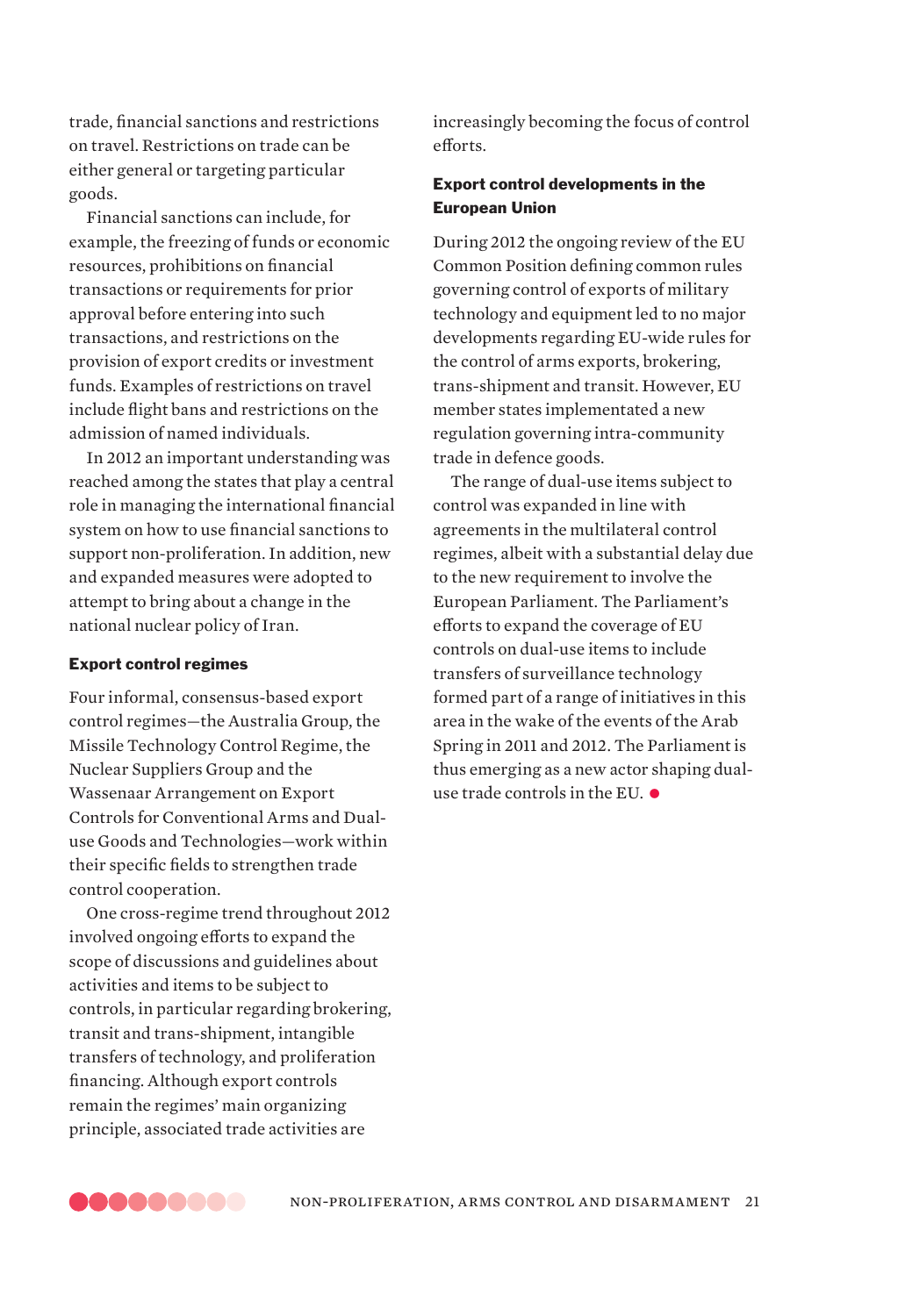trade, financial sanctions and restrictions on travel. Restrictions on trade can be either general or targeting particular goods.

Financial sanctions can include, for example, the freezing of funds or economic resources, prohibitions on financial transactions or requirements for prior approval before entering into such transactions, and restrictions on the provision of export credits or investment funds. Examples of restrictions on travel include flight bans and restrictions on the admission of named individuals.

In 2012 an important understanding was reached among the states that play a central role in managing the international financial system on how to use financial sanctions to support non-proliferation. In addition, new and expanded measures were adopted to attempt to bring about a change in the national nuclear policy of Iran.

### Export control regimes

Four informal, consensus-based export control regimes—the Australia Group, the Missile Technology Control Regime, the Nuclear Suppliers Group and the Wassenaar Arrangement on Export Controls for Conventional Arms and Dual-use Goods and Technologies—work within their specific fields to strengthen trade control cooperation.

One cross-regime trend throughout 2012 involved ongoing efforts to expand the scope of discussions and guidelines about activities and items to be subject to controls, in particular regarding brokering, transit and trans-shipment, intangible transfers of technology, and proliferation financing. Although export controls remain the regimes' main organizing principle, associated trade activities are increasingly becoming the focus of control efforts.

### Export control developments in the European Union

During 2012 the ongoing review of the EU Common Position defining common rules governing control of exports of military technology and equipment led to no major developments regarding EU-wide rules for the control of arms exports, brokering, trans-shipment and transit. However, EU member states implementated a new regulation governing intra-community trade in defence goods.

The range of dual-use items subject to control was expanded in line with agreements in the multilateral control regimes, albeit with a substantial delay due to the new requirement to involve the European Parliament. The Parliament's efforts to expand the coverage of EU controls on dual-use items to include transfers of surveillance technology formed part of a range of initiatives in this area in the wake of the events of the Arab Spring in 2011 and 2012. The Parliament is thus emerging as a new actor shaping dual-use trade controls in the EU. ●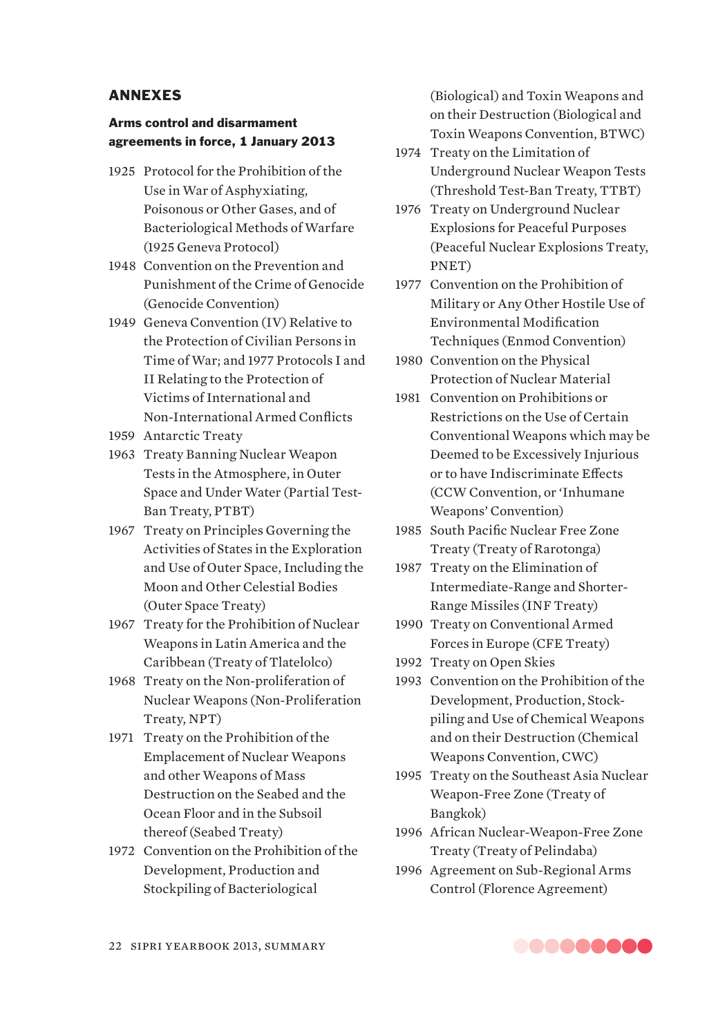## ANNEXES

### Arms control and disarmament agreements in force, 1 January 2013

1925 Protocol for the Prohibition of the Use in War of Asphyxiating, Poisonous or Other Gases, and of Bacteriological Methods of Warfare (1925 Geneva Protocol)

1948 Convention on the Prevention and Punishment of the Crime of Genocide (Genocide Convention)

1949 Geneva Convention (IV) Relative to the Protection of Civilian Persons in Time of War; and 1977 Protocols I and II Relating to the Protection of Victims of International and Non-International Armed Conflicts

1959 Antarctic Treaty

1963 Treaty Banning Nuclear Weapon Tests in the Atmosphere, in Outer Space and Under Water (Partial Test-Ban Treaty, PTBT)

1967 Treaty on Principles Governing the Activities of States in the Exploration and Use of Outer Space, Including the Moon and Other Celestial Bodies (Outer Space Treaty)

1967 Treaty for the Prohibition of Nuclear Weapons in Latin America and the Caribbean (Treaty of Tlatelolco)

1968 Treaty on the Non-proliferation of Nuclear Weapons (Non-Proliferation Treaty, NPT)

1971 Treaty on the Prohibition of the Emplacement of Nuclear Weapons and other Weapons of Mass Destruction on the Seabed and the Ocean Floor and in the Subsoil thereof (Seabed Treaty)

1972 Convention on the Prohibition of the Development, Production and Stockpiling of Bacteriological (Biological) and Toxin Weapons and on their Destruction (Biological and Toxin Weapons Convention, BTWC)

1974 Treaty on the Limitation of Underground Nuclear Weapon Tests (Threshold Test-Ban Treaty, TTBT)

1976 Treaty on Underground Nuclear Explosions for Peaceful Purposes (Peaceful Nuclear Explosions Treaty, PNET)

1977 Convention on the Prohibition of Military or Any Other Hostile Use of Environmental Modification Techniques (Enmod Convention)

1980 Convention on the Physical Protection of Nuclear Material

1981 Convention on Prohibitions or Restrictions on the Use of Certain Conventional Weapons which may be Deemed to be Excessively Injurious or to have Indiscriminate Effects (CCW Convention, or 'Inhumane Weapons' Convention)

1985 South Pacific Nuclear Free Zone Treaty (Treaty of Rarotonga)

1987 Treaty on the Elimination of Intermediate-Range and Shorter-Range Missiles (INF Treaty)

1990 Treaty on Conventional Armed Forces in Europe (CFE Treaty)

1992 Treaty on Open Skies

1993 Convention on the Prohibition of the Development, Production, Stockpiling and Use of Chemical Weapons and on their Destruction (Chemical Weapons Convention, CWC)

1995 Treaty on the Southeast Asia Nuclear Weapon-Free Zone (Treaty of Bangkok)

1996 African Nuclear-Weapon-Free Zone Treaty (Treaty of Pelindaba)

1996 Agreement on Sub-Regional Arms Control (Florence Agreement)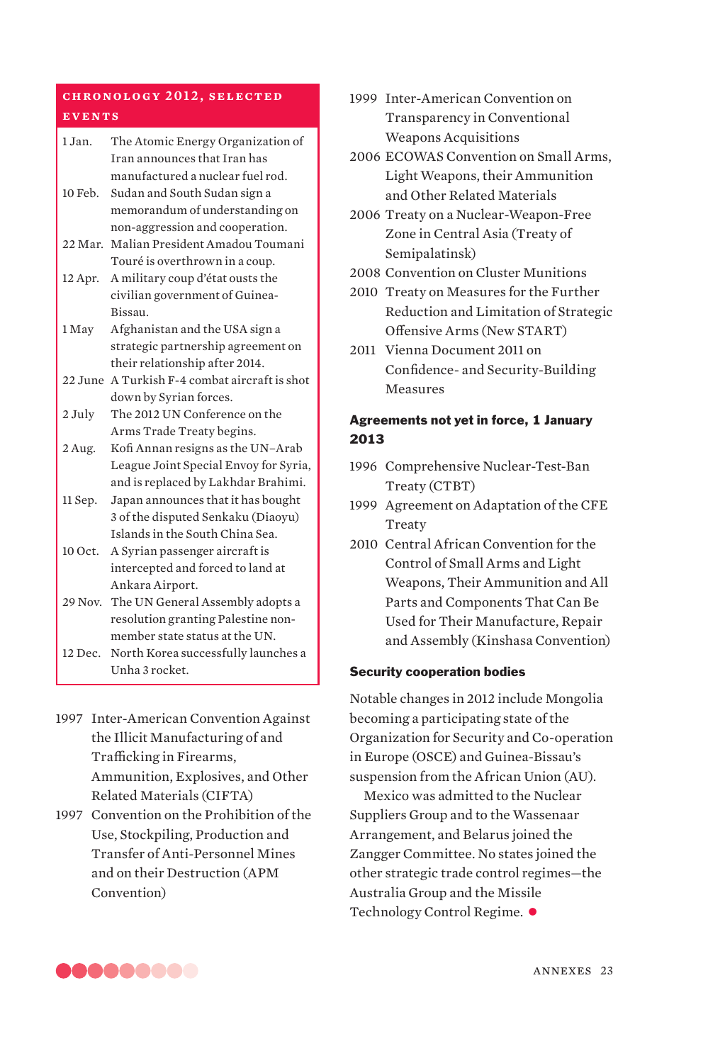## Chronology 2012, selected events

| | |
|---|---|
| 1 Jan. | The Atomic Energy Organization of Iran announces that Iran has manufactured a nuclear fuel rod. |
| 10 Feb. | Sudan and South Sudan sign a memorandum of understanding on non-aggression and cooperation. |
| 22 Mar. | Malian President Amadou Toumani Touré is overthrown in a coup. |
| 12 Apr. | A military coup d'état ousts the civilian government of Guinea-Bissau. |
| 1 May | Afghanistan and the USA sign a strategic partnership agreement on their relationship after 2014. |
| 22 June | A Turkish F-4 combat aircraft is shot down by Syrian forces. |
| 2 July | The 2012 UN Conference on the Arms Trade Treaty begins. |
| 2 Aug. | Kofi Annan resigns as the UN–Arab League Joint Special Envoy for Syria, and is replaced by Lakhdar Brahimi. |
| 11 Sep. | Japan announces that it has bought 3 of the disputed Senkaku (Diaoyu) Islands in the South China Sea. |
| 10 Oct. | A Syrian passenger aircraft is intercepted and forced to land at Ankara Airport. |
| 29 Nov. | The UN General Assembly adopts a resolution granting Palestine non-member state status at the UN. |
| 12 Dec. | North Korea successfully launches a Unha 3 rocket. |

1997 Inter-American Convention Against the Illicit Manufacturing of and Trafficking in Firearms, Ammunition, Explosives, and Other Related Materials (CIFTA)

1997 Convention on the Prohibition of the Use, Stockpiling, Production and Transfer of Anti-Personnel Mines and on their Destruction (APM Convention)

1999 Inter-American Convention on Transparency in Conventional Weapons Acquisitions

2006 ECOWAS Convention on Small Arms, Light Weapons, their Ammunition and Other Related Materials

2006 Treaty on a Nuclear-Weapon-Free Zone in Central Asia (Treaty of Semipalatinsk)

2008 Convention on Cluster Munitions

2010 Treaty on Measures for the Further Reduction and Limitation of Strategic Offensive Arms (New START)

2011 Vienna Document 2011 on Confidence- and Security-Building Measures

### Agreements not yet in force, 1 January 2013

1996 Comprehensive Nuclear-Test-Ban Treaty (CTBT)

1999 Agreement on Adaptation of the CFE Treaty

2010 Central African Convention for the Control of Small Arms and Light Weapons, Their Ammunition and All Parts and Components That Can Be Used for Their Manufacture, Repair and Assembly (Kinshasa Convention)

### Security cooperation bodies

Notable changes in 2012 include Mongolia becoming a participating state of the Organization for Security and Co-operation in Europe (OSCE) and Guinea-Bissau's suspension from the African Union (AU).

Mexico was admitted to the Nuclear Suppliers Group and to the Wassenaar Arrangement, and Belarus joined the Zangger Committee. No states joined the other strategic trade control regimes—the Australia Group and the Missile Technology Control Regime.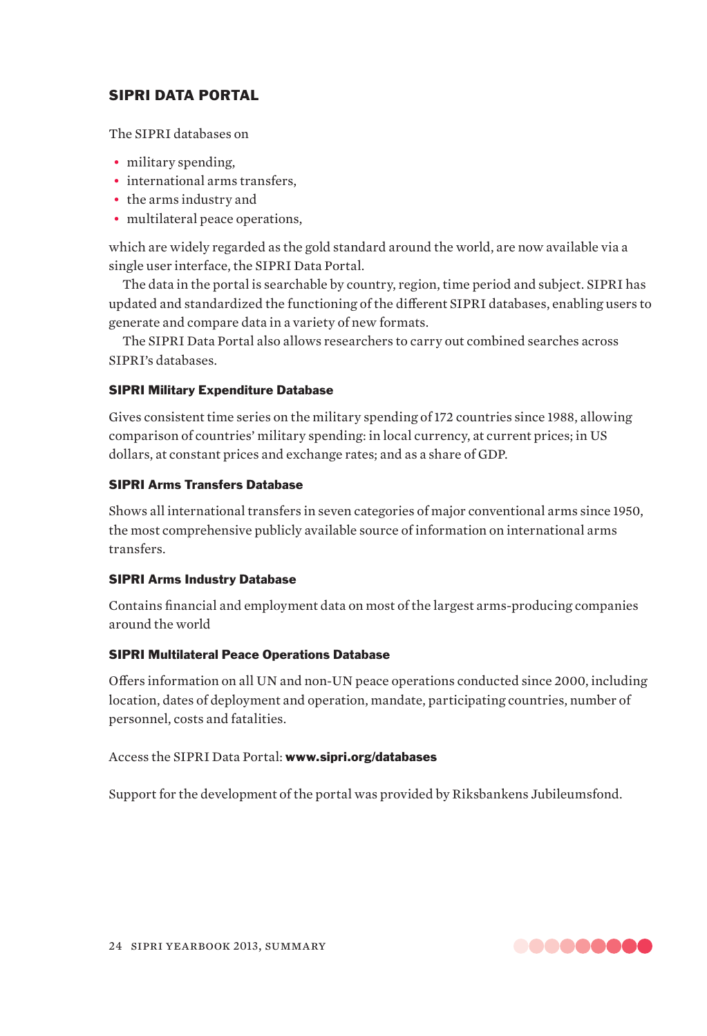## SIPRI DATA PORTAL

The SIPRI databases on

- military spending,
- international arms transfers,
- the arms industry and
- multilateral peace operations,

which are widely regarded as the gold standard around the world, are now available via a single user interface, the SIPRI Data Portal.

The data in the portal is searchable by country, region, time period and subject. SIPRI has updated and standardized the functioning of the different SIPRI databases, enabling users to generate and compare data in a variety of new formats.

The SIPRI Data Portal also allows researchers to carry out combined searches across SIPRI's databases.

### SIPRI Military Expenditure Database

Gives consistent time series on the military spending of 172 countries since 1988, allowing comparison of countries' military spending: in local currency, at current prices; in US dollars, at constant prices and exchange rates; and as a share of GDP.

### SIPRI Arms Transfers Database

Shows all international transfers in seven categories of major conventional arms since 1950, the most comprehensive publicly available source of information on international arms transfers.

### SIPRI Arms Industry Database

Contains financial and employment data on most of the largest arms-producing companies around the world

### SIPRI Multilateral Peace Operations Database

Offers information on all UN and non-UN peace operations conducted since 2000, including location, dates of deployment and operation, mandate, participating countries, number of personnel, costs and fatalities.

Access the SIPRI Data Portal: **www.sipri.org/databases**

Support for the development of the portal was provided by Riksbankens Jubileumsfond.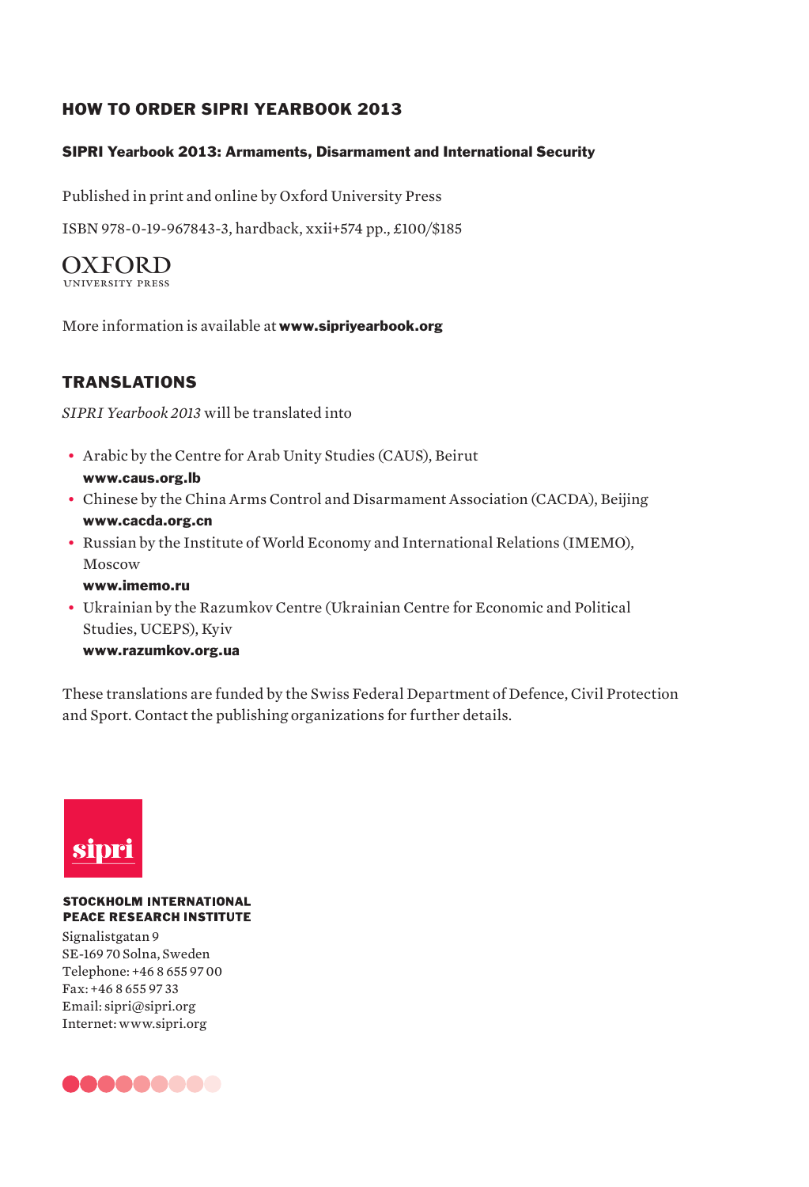## HOW TO ORDER SIPRI YEARBOOK 2013

**SIPRI Yearbook 2013: Armaments, Disarmament and International Security**

Published in print and online by Oxford University Press

ISBN 978-0-19-967843-3, hardback, xxii+574 pp., £100/$185

OXFORD
UNIVERSITY PRESS

More information is available at **www.sipriyearbook.org**

## TRANSLATIONS

*SIPRI Yearbook 2013* will be translated into

- Arabic by the Centre for Arab Unity Studies (CAUS), Beirut
  **www.caus.org.lb**
- Chinese by the China Arms Control and Disarmament Association (CACDA), Beijing
  **www.cacda.org.cn**
- Russian by the Institute of World Economy and International Relations (IMEMO), Moscow
  **www.imemo.ru**
- Ukrainian by the Razumkov Centre (Ukrainian Centre for Economic and Political Studies, UCEPS), Kyiv
  **www.razumkov.org.ua**

These translations are funded by the Swiss Federal Department of Defence, Civil Protection and Sport. Contact the publishing organizations for further details.

sipri

**STOCKHOLM INTERNATIONAL PEACE RESEARCH INSTITUTE**

Signalistgatan 9
SE-169 70 Solna, Sweden
Telephone: +46 8 655 97 00
Fax: +46 8 655 97 33
Email: sipri@sipri.org
Internet: www.sipri.org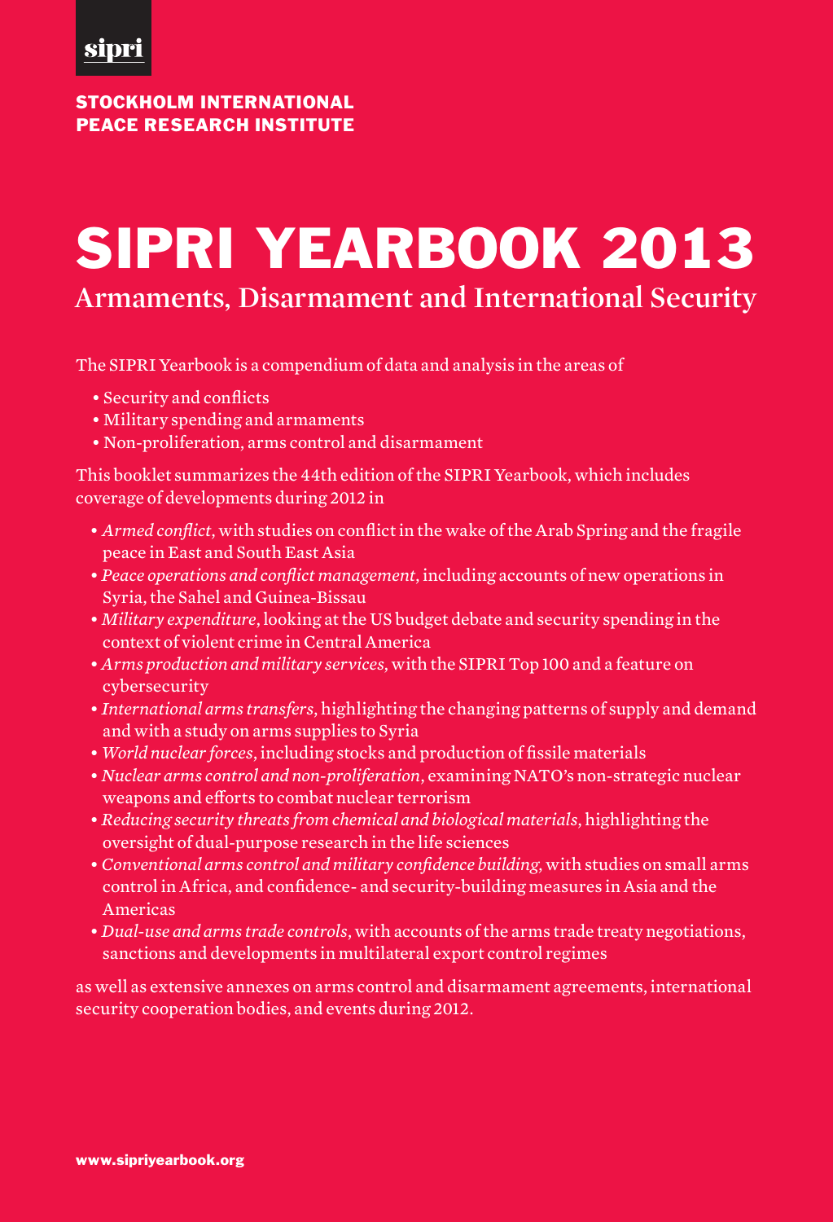sipri

**STOCKHOLM INTERNATIONAL PEACE RESEARCH INSTITUTE**

# SIPRI YEARBOOK 2013

## Armaments, Disarmament and International Security

The SIPRI Yearbook is a compendium of data and analysis in the areas of

- Security and conflicts
- Military spending and armaments
- Non-proliferation, arms control and disarmament

This booklet summarizes the 44th edition of the SIPRI Yearbook, which includes coverage of developments during 2012 in

- *Armed conflict*, with studies on conflict in the wake of the Arab Spring and the fragile peace in East and South East Asia
- *Peace operations and conflict management*, including accounts of new operations in Syria, the Sahel and Guinea-Bissau
- *Military expenditure*, looking at the US budget debate and security spending in the context of violent crime in Central America
- *Arms production and military services*, with the SIPRI Top 100 and a feature on cybersecurity
- *International arms transfers*, highlighting the changing patterns of supply and demand and with a study on arms supplies to Syria
- *World nuclear forces*, including stocks and production of fissile materials
- *Nuclear arms control and non-proliferation*, examining NATO's non-strategic nuclear weapons and efforts to combat nuclear terrorism
- *Reducing security threats from chemical and biological materials*, highlighting the oversight of dual-purpose research in the life sciences
- *Conventional arms control and military confidence building*, with studies on small arms control in Africa, and confidence- and security-building measures in Asia and the Americas
- *Dual-use and arms trade controls*, with accounts of the arms trade treaty negotiations, sanctions and developments in multilateral export control regimes

as well as extensive annexes on arms control and disarmament agreements, international security cooperation bodies, and events during 2012.

**www.sipriyearbook.org**